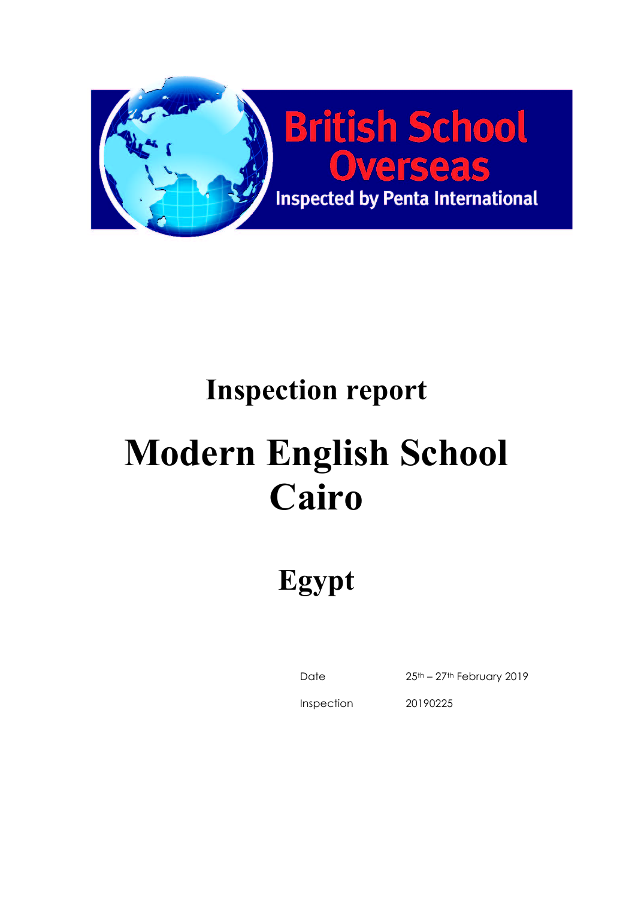British School Overseas

Inspected by Penta International

# Inspection report

# Modern English School Cairo

## Egypt

| | |
|---|---|
| Date | 25th – 27th February 2019 |
| Inspection | 20190225 |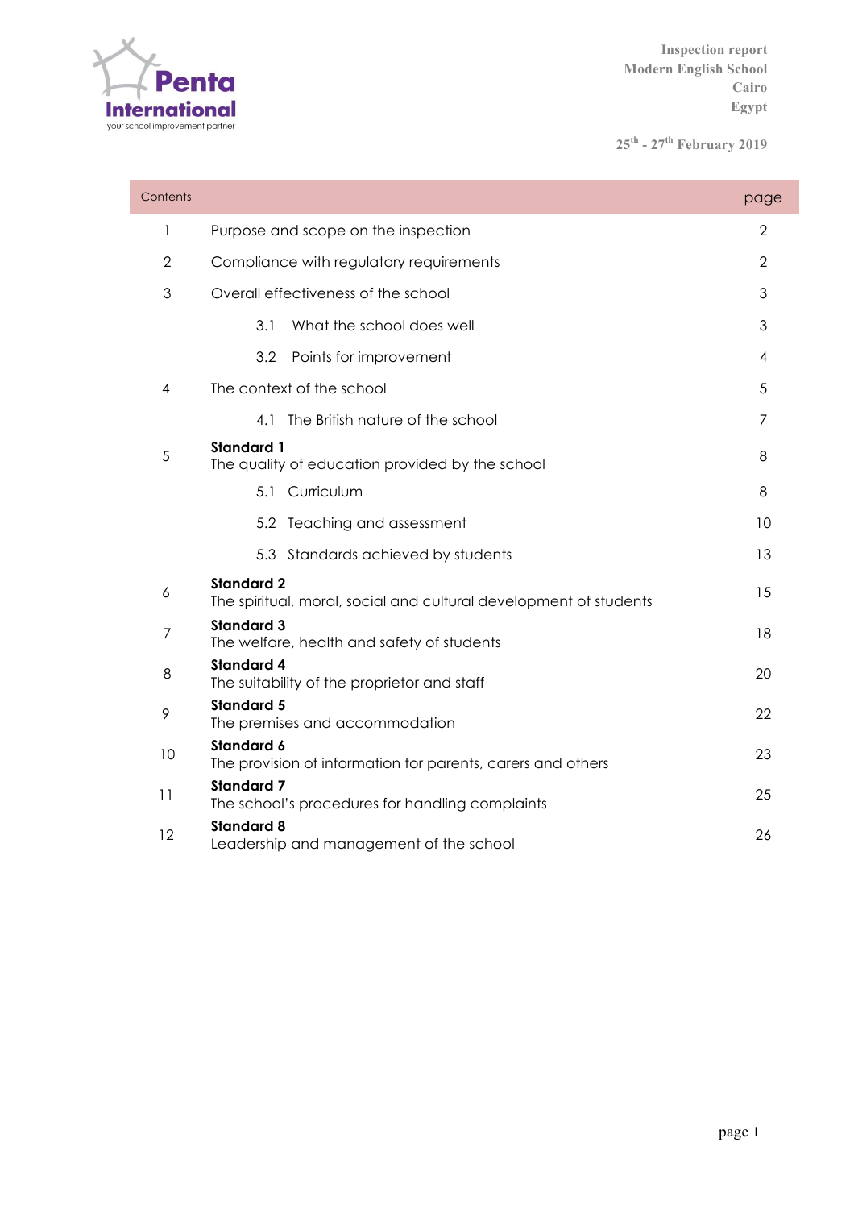Inspection report
Modern English School
Cairo
Egypt

25th - 27th February 2019

| Contents | | page |
|---|---|---|
| 1 | Purpose and scope on the inspection | 2 |
| 2 | Compliance with regulatory requirements | 2 |
| 3 | Overall effectiveness of the school | 3 |
| | 3.1 What the school does well | 3 |
| | 3.2 Points for improvement | 4 |
| 4 | The context of the school | 5 |
| | 4.1 The British nature of the school | 7 |
| 5 | **Standard 1** The quality of education provided by the school | 8 |
| | 5.1 Curriculum | 8 |
| | 5.2 Teaching and assessment | 10 |
| | 5.3 Standards achieved by students | 13 |
| 6 | **Standard 2** The spiritual, moral, social and cultural development of students | 15 |
| 7 | **Standard 3** The welfare, health and safety of students | 18 |
| 8 | **Standard 4** The suitability of the proprietor and staff | 20 |
| 9 | **Standard 5** The premises and accommodation | 22 |
| 10 | **Standard 6** The provision of information for parents, carers and others | 23 |
| 11 | **Standard 7** The school's procedures for handling complaints | 25 |
| 12 | **Standard 8** Leadership and management of the school | 26 |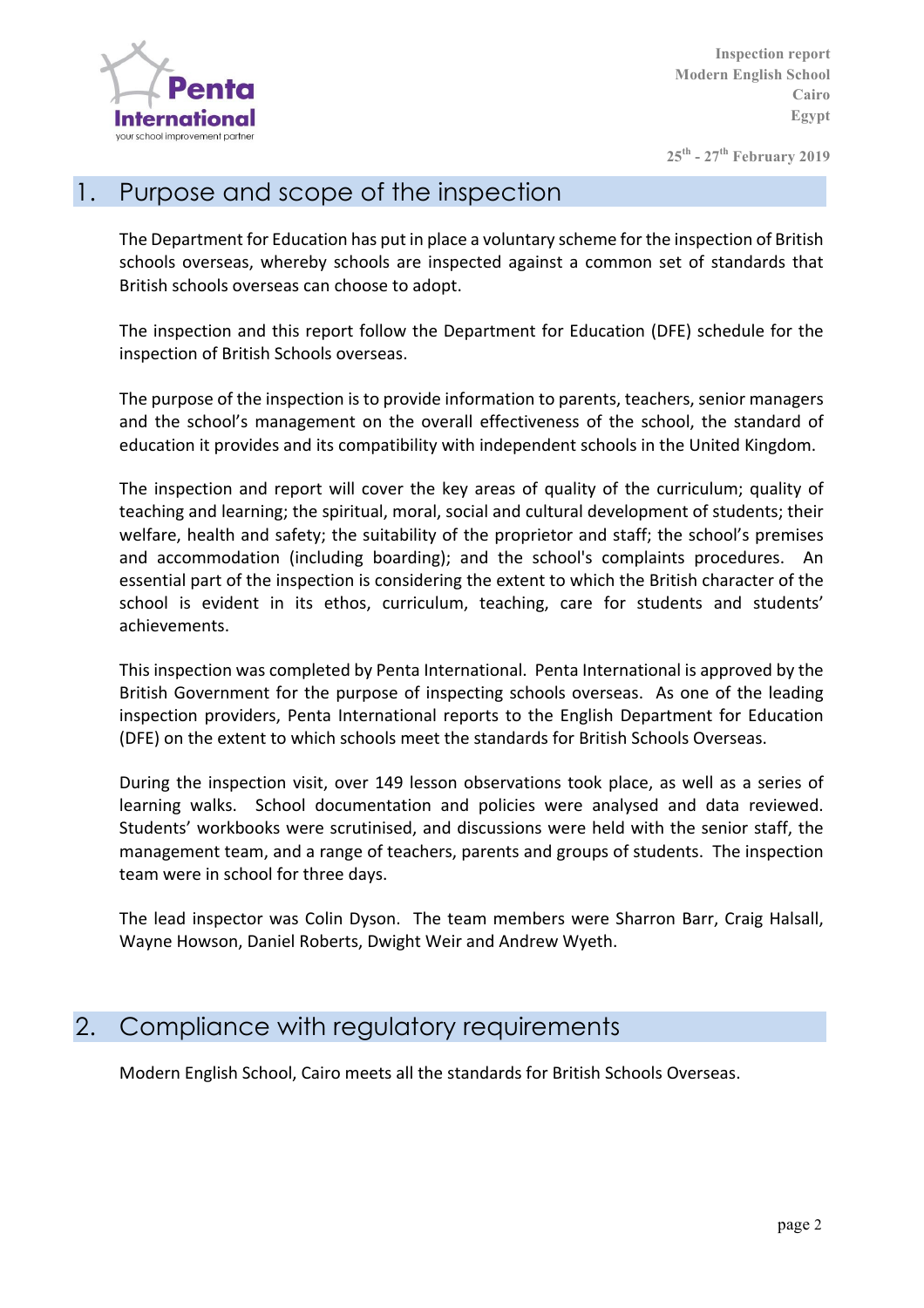## 1. Purpose and scope of the inspection

The Department for Education has put in place a voluntary scheme for the inspection of British schools overseas, whereby schools are inspected against a common set of standards that British schools overseas can choose to adopt.

The inspection and this report follow the Department for Education (DFE) schedule for the inspection of British Schools overseas.

The purpose of the inspection is to provide information to parents, teachers, senior managers and the school's management on the overall effectiveness of the school, the standard of education it provides and its compatibility with independent schools in the United Kingdom.

The inspection and report will cover the key areas of quality of the curriculum; quality of teaching and learning; the spiritual, moral, social and cultural development of students; their welfare, health and safety; the suitability of the proprietor and staff; the school's premises and accommodation (including boarding); and the school's complaints procedures. An essential part of the inspection is considering the extent to which the British character of the school is evident in its ethos, curriculum, teaching, care for students and students' achievements.

This inspection was completed by Penta International. Penta International is approved by the British Government for the purpose of inspecting schools overseas. As one of the leading inspection providers, Penta International reports to the English Department for Education (DFE) on the extent to which schools meet the standards for British Schools Overseas.

During the inspection visit, over 149 lesson observations took place, as well as a series of learning walks. School documentation and policies were analysed and data reviewed. Students' workbooks were scrutinised, and discussions were held with the senior staff, the management team, and a range of teachers, parents and groups of students. The inspection team were in school for three days.

The lead inspector was Colin Dyson. The team members were Sharron Barr, Craig Halsall, Wayne Howson, Daniel Roberts, Dwight Weir and Andrew Wyeth.

## 2. Compliance with regulatory requirements

Modern English School, Cairo meets all the standards for British Schools Overseas.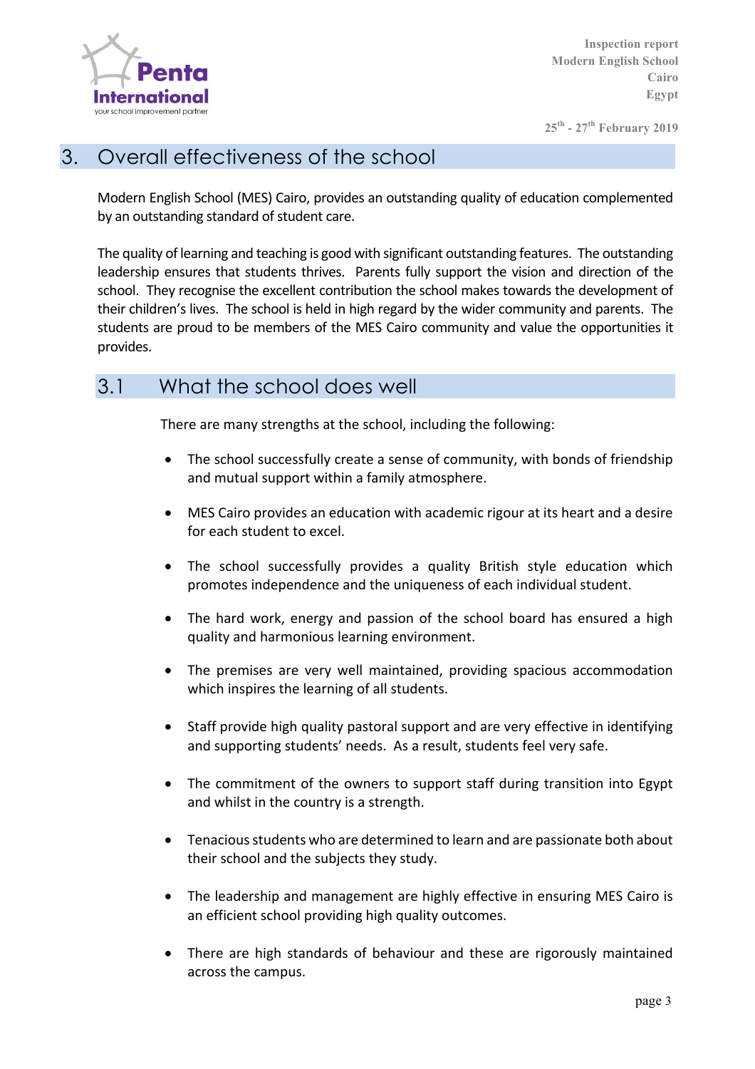# 3. Overall effectiveness of the school

Modern English School (MES) Cairo, provides an outstanding quality of education complemented by an outstanding standard of student care.

The quality of learning and teaching is good with significant outstanding features. The outstanding leadership ensures that students thrives. Parents fully support the vision and direction of the school. They recognise the excellent contribution the school makes towards the development of their children's lives. The school is held in high regard by the wider community and parents. The students are proud to be members of the MES Cairo community and value the opportunities it provides.

## 3.1 What the school does well

There are many strengths at the school, including the following:

- The school successfully create a sense of community, with bonds of friendship and mutual support within a family atmosphere.
- MES Cairo provides an education with academic rigour at its heart and a desire for each student to excel.
- The school successfully provides a quality British style education which promotes independence and the uniqueness of each individual student.
- The hard work, energy and passion of the school board has ensured a high quality and harmonious learning environment.
- The premises are very well maintained, providing spacious accommodation which inspires the learning of all students.
- Staff provide high quality pastoral support and are very effective in identifying and supporting students' needs. As a result, students feel very safe.
- The commitment of the owners to support staff during transition into Egypt and whilst in the country is a strength.
- Tenacious students who are determined to learn and are passionate both about their school and the subjects they study.
- The leadership and management are highly effective in ensuring MES Cairo is an efficient school providing high quality outcomes.
- There are high standards of behaviour and these are rigorously maintained across the campus.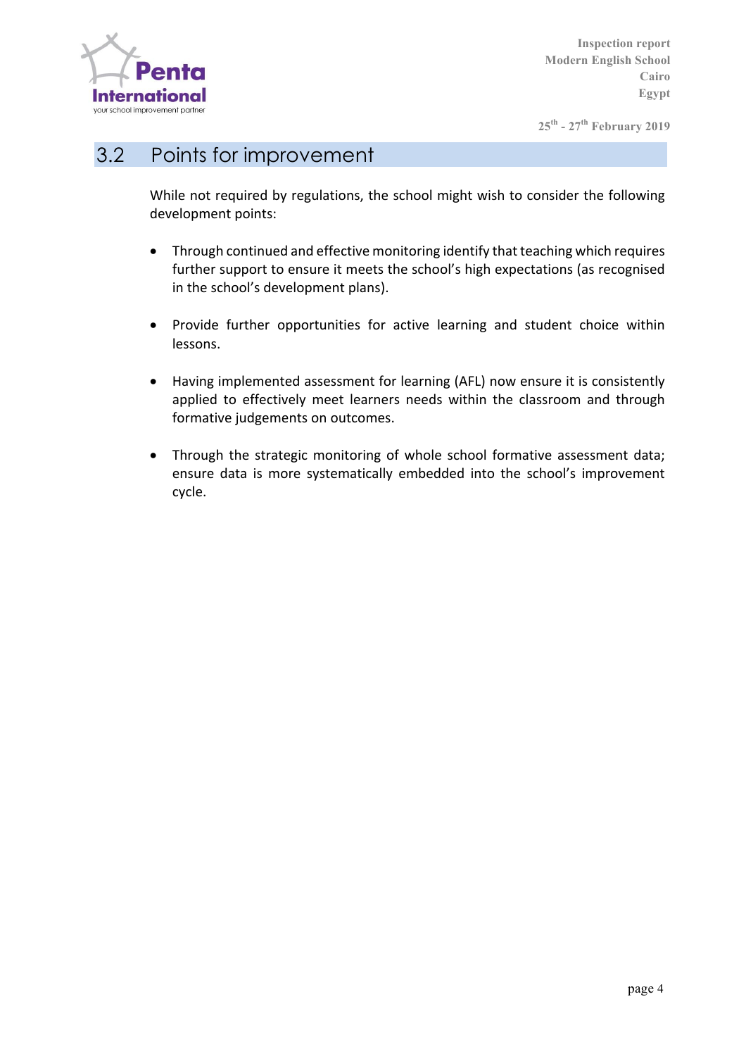## 3.2 Points for improvement

While not required by regulations, the school might wish to consider the following development points:

- Through continued and effective monitoring identify that teaching which requires further support to ensure it meets the school's high expectations (as recognised in the school's development plans).

- Provide further opportunities for active learning and student choice within lessons.

- Having implemented assessment for learning (AFL) now ensure it is consistently applied to effectively meet learners needs within the classroom and through formative judgements on outcomes.

- Through the strategic monitoring of whole school formative assessment data; ensure data is more systematically embedded into the school's improvement cycle.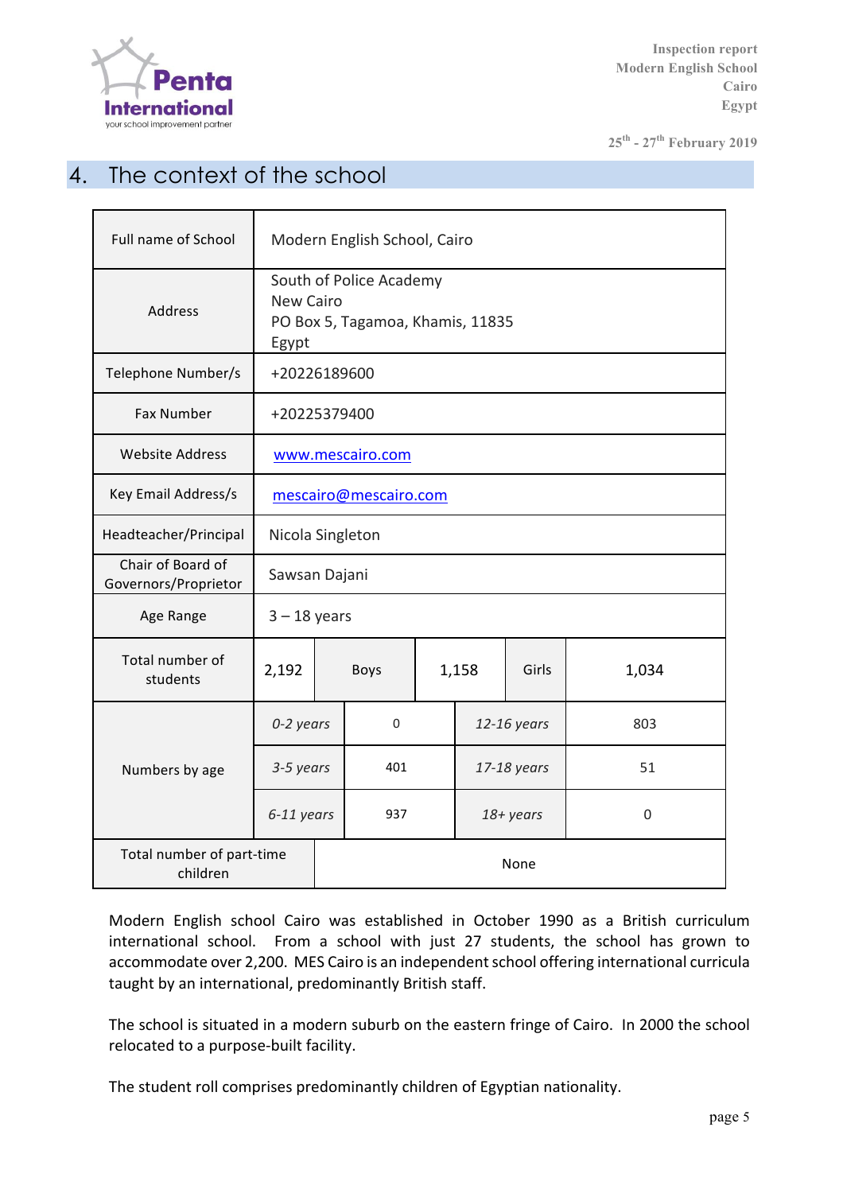## 4. The context of the school

| | | | | | |
|---|---|---|---|---|---|
| Full name of School | Modern English School, Cairo | | | | |
| Address | South of Police Academy<br>New Cairo<br>PO Box 5, Tagamoa, Khamis, 11835<br>Egypt | | | | |
| Telephone Number/s | +20226189600 | | | | |
| Fax Number | +20225379400 | | | | |
| Website Address | www.mescairo.com | | | | |
| Key Email Address/s | mescairo@mescairo.com | | | | |
| Headteacher/Principal | Nicola Singleton | | | | |
| Chair of Board of Governors/Proprietor | Sawsan Dajani | | | | |
| Age Range | 3 – 18 years | | | | |
| Total number of students | 2,192 | Boys | 1,158 | Girls | 1,034 |
| Numbers by age | *0-2 years* | 0 | *12-16 years* | 803 | |
| | *3-5 years* | 401 | *17-18 years* | 51 | |
| | *6-11 years* | 937 | *18+ years* | 0 | |
| Total number of part-time children | None | | | | |

Modern English school Cairo was established in October 1990 as a British curriculum international school. From a school with just 27 students, the school has grown to accommodate over 2,200. MES Cairo is an independent school offering international curricula taught by an international, predominantly British staff.

The school is situated in a modern suburb on the eastern fringe of Cairo. In 2000 the school relocated to a purpose-built facility.

The student roll comprises predominantly children of Egyptian nationality.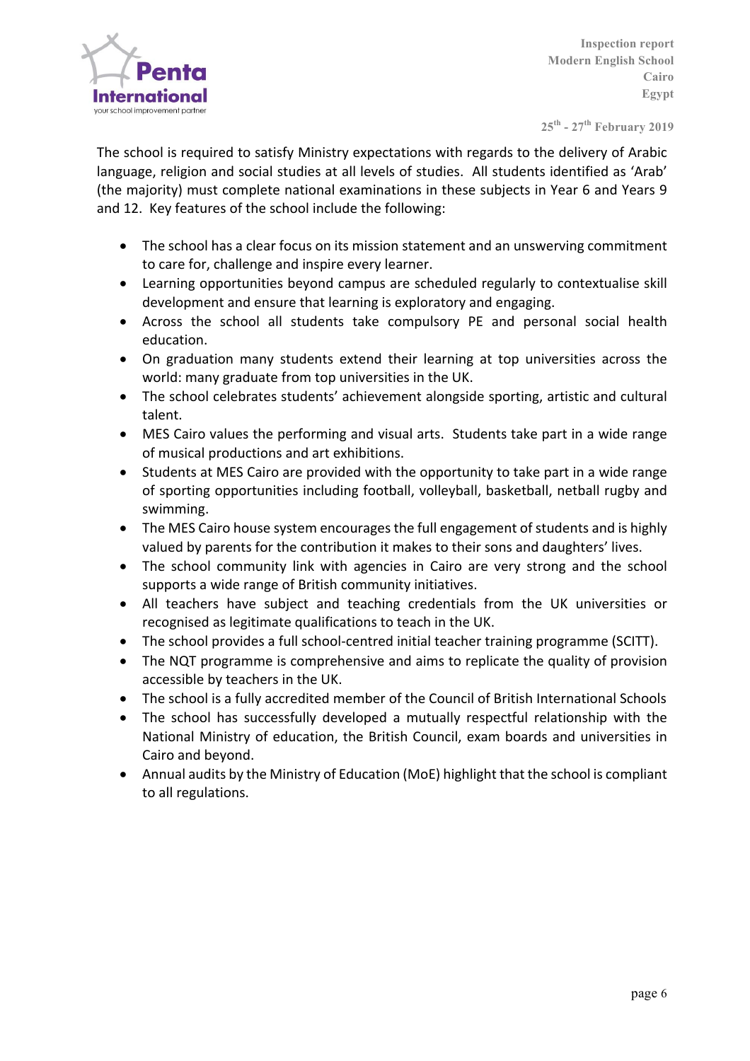The school is required to satisfy Ministry expectations with regards to the delivery of Arabic language, religion and social studies at all levels of studies. All students identified as 'Arab' (the majority) must complete national examinations in these subjects in Year 6 and Years 9 and 12. Key features of the school include the following:

- The school has a clear focus on its mission statement and an unswerving commitment to care for, challenge and inspire every learner.
- Learning opportunities beyond campus are scheduled regularly to contextualise skill development and ensure that learning is exploratory and engaging.
- Across the school all students take compulsory PE and personal social health education.
- On graduation many students extend their learning at top universities across the world: many graduate from top universities in the UK.
- The school celebrates students' achievement alongside sporting, artistic and cultural talent.
- MES Cairo values the performing and visual arts. Students take part in a wide range of musical productions and art exhibitions.
- Students at MES Cairo are provided with the opportunity to take part in a wide range of sporting opportunities including football, volleyball, basketball, netball rugby and swimming.
- The MES Cairo house system encourages the full engagement of students and is highly valued by parents for the contribution it makes to their sons and daughters' lives.
- The school community link with agencies in Cairo are very strong and the school supports a wide range of British community initiatives.
- All teachers have subject and teaching credentials from the UK universities or recognised as legitimate qualifications to teach in the UK.
- The school provides a full school-centred initial teacher training programme (SCITT).
- The NQT programme is comprehensive and aims to replicate the quality of provision accessible by teachers in the UK.
- The school is a fully accredited member of the Council of British International Schools
- The school has successfully developed a mutually respectful relationship with the National Ministry of education, the British Council, exam boards and universities in Cairo and beyond.
- Annual audits by the Ministry of Education (MoE) highlight that the school is compliant to all regulations.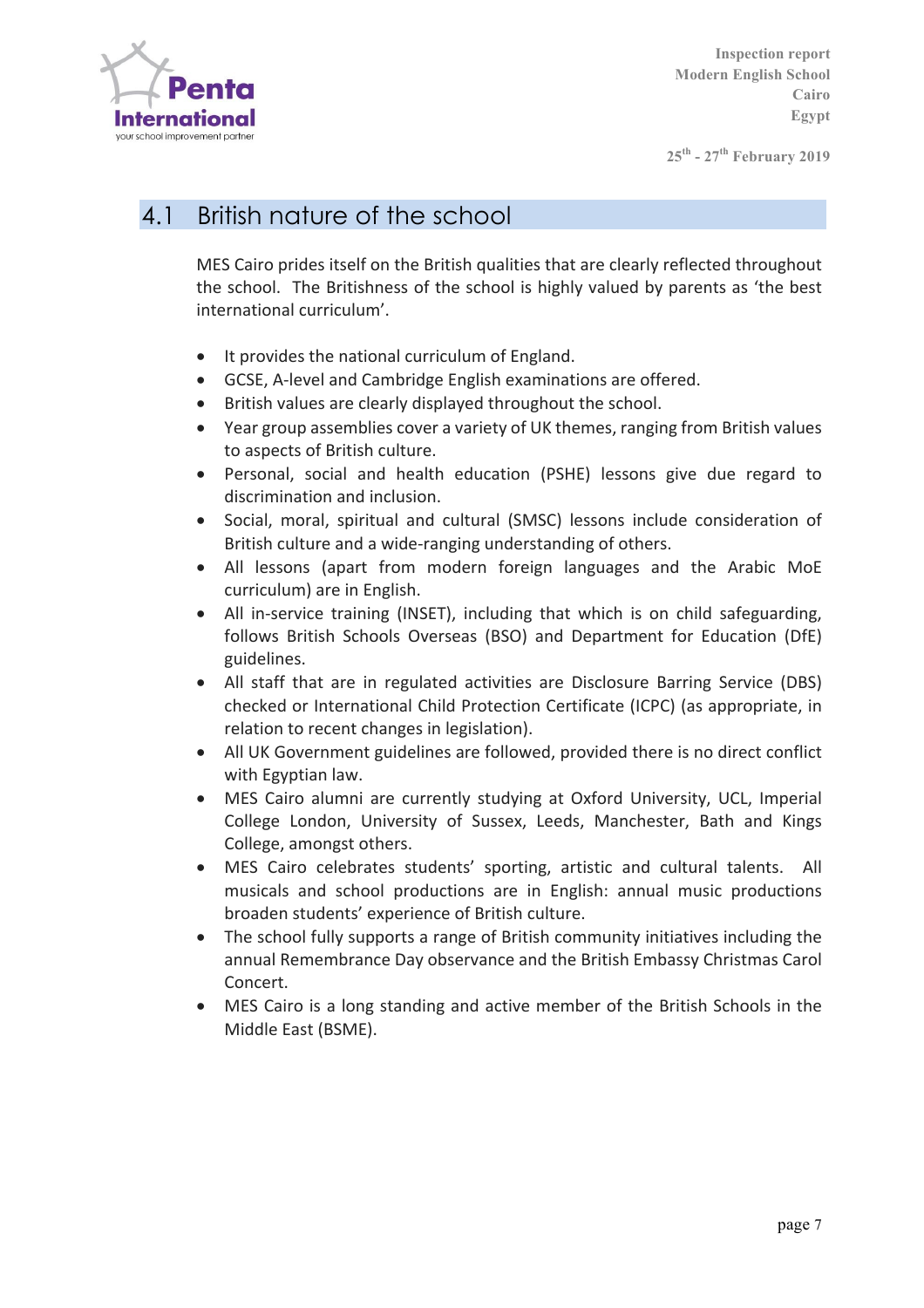## 4.1 British nature of the school

MES Cairo prides itself on the British qualities that are clearly reflected throughout the school. The Britishness of the school is highly valued by parents as 'the best international curriculum'.

- It provides the national curriculum of England.
- GCSE, A-level and Cambridge English examinations are offered.
- British values are clearly displayed throughout the school.
- Year group assemblies cover a variety of UK themes, ranging from British values to aspects of British culture.
- Personal, social and health education (PSHE) lessons give due regard to discrimination and inclusion.
- Social, moral, spiritual and cultural (SMSC) lessons include consideration of British culture and a wide-ranging understanding of others.
- All lessons (apart from modern foreign languages and the Arabic MoE curriculum) are in English.
- All in-service training (INSET), including that which is on child safeguarding, follows British Schools Overseas (BSO) and Department for Education (DfE) guidelines.
- All staff that are in regulated activities are Disclosure Barring Service (DBS) checked or International Child Protection Certificate (ICPC) (as appropriate, in relation to recent changes in legislation).
- All UK Government guidelines are followed, provided there is no direct conflict with Egyptian law.
- MES Cairo alumni are currently studying at Oxford University, UCL, Imperial College London, University of Sussex, Leeds, Manchester, Bath and Kings College, amongst others.
- MES Cairo celebrates students' sporting, artistic and cultural talents. All musicals and school productions are in English: annual music productions broaden students' experience of British culture.
- The school fully supports a range of British community initiatives including the annual Remembrance Day observance and the British Embassy Christmas Carol Concert.
- MES Cairo is a long standing and active member of the British Schools in the Middle East (BSME).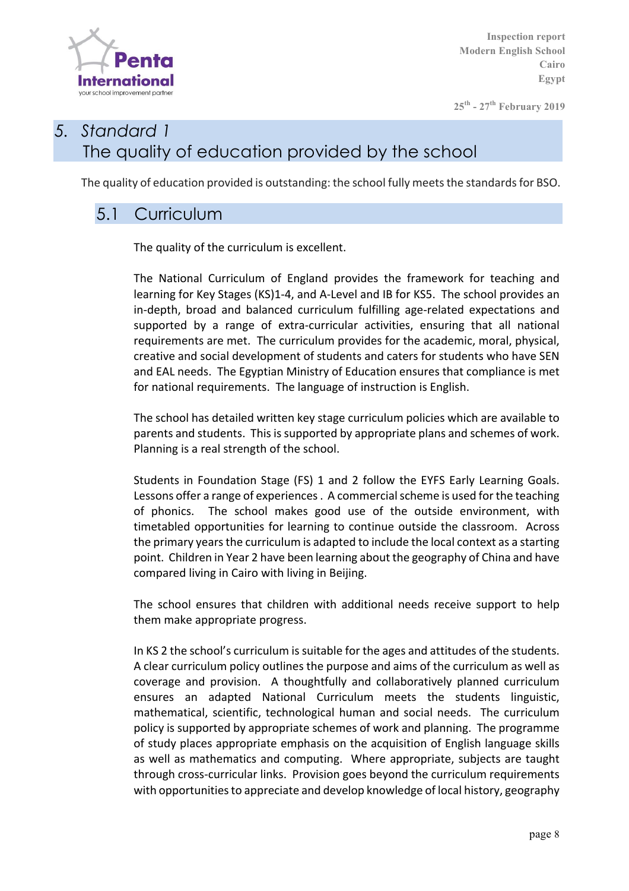# 5. Standard 1

## The quality of education provided by the school

The quality of education provided is outstanding: the school fully meets the standards for BSO.

## 5.1 Curriculum

The quality of the curriculum is excellent.

The National Curriculum of England provides the framework for teaching and learning for Key Stages (KS)1-4, and A-Level and IB for KS5. The school provides an in-depth, broad and balanced curriculum fulfilling age-related expectations and supported by a range of extra-curricular activities, ensuring that all national requirements are met. The curriculum provides for the academic, moral, physical, creative and social development of students and caters for students who have SEN and EAL needs. The Egyptian Ministry of Education ensures that compliance is met for national requirements. The language of instruction is English.

The school has detailed written key stage curriculum policies which are available to parents and students. This is supported by appropriate plans and schemes of work. Planning is a real strength of the school.

Students in Foundation Stage (FS) 1 and 2 follow the EYFS Early Learning Goals. Lessons offer a range of experiences . A commercial scheme is used for the teaching of phonics. The school makes good use of the outside environment, with timetabled opportunities for learning to continue outside the classroom. Across the primary years the curriculum is adapted to include the local context as a starting point. Children in Year 2 have been learning about the geography of China and have compared living in Cairo with living in Beijing.

The school ensures that children with additional needs receive support to help them make appropriate progress.

In KS 2 the school's curriculum is suitable for the ages and attitudes of the students. A clear curriculum policy outlines the purpose and aims of the curriculum as well as coverage and provision. A thoughtfully and collaboratively planned curriculum ensures an adapted National Curriculum meets the students linguistic, mathematical, scientific, technological human and social needs. The curriculum policy is supported by appropriate schemes of work and planning. The programme of study places appropriate emphasis on the acquisition of English language skills as well as mathematics and computing. Where appropriate, subjects are taught through cross-curricular links. Provision goes beyond the curriculum requirements with opportunities to appreciate and develop knowledge of local history, geography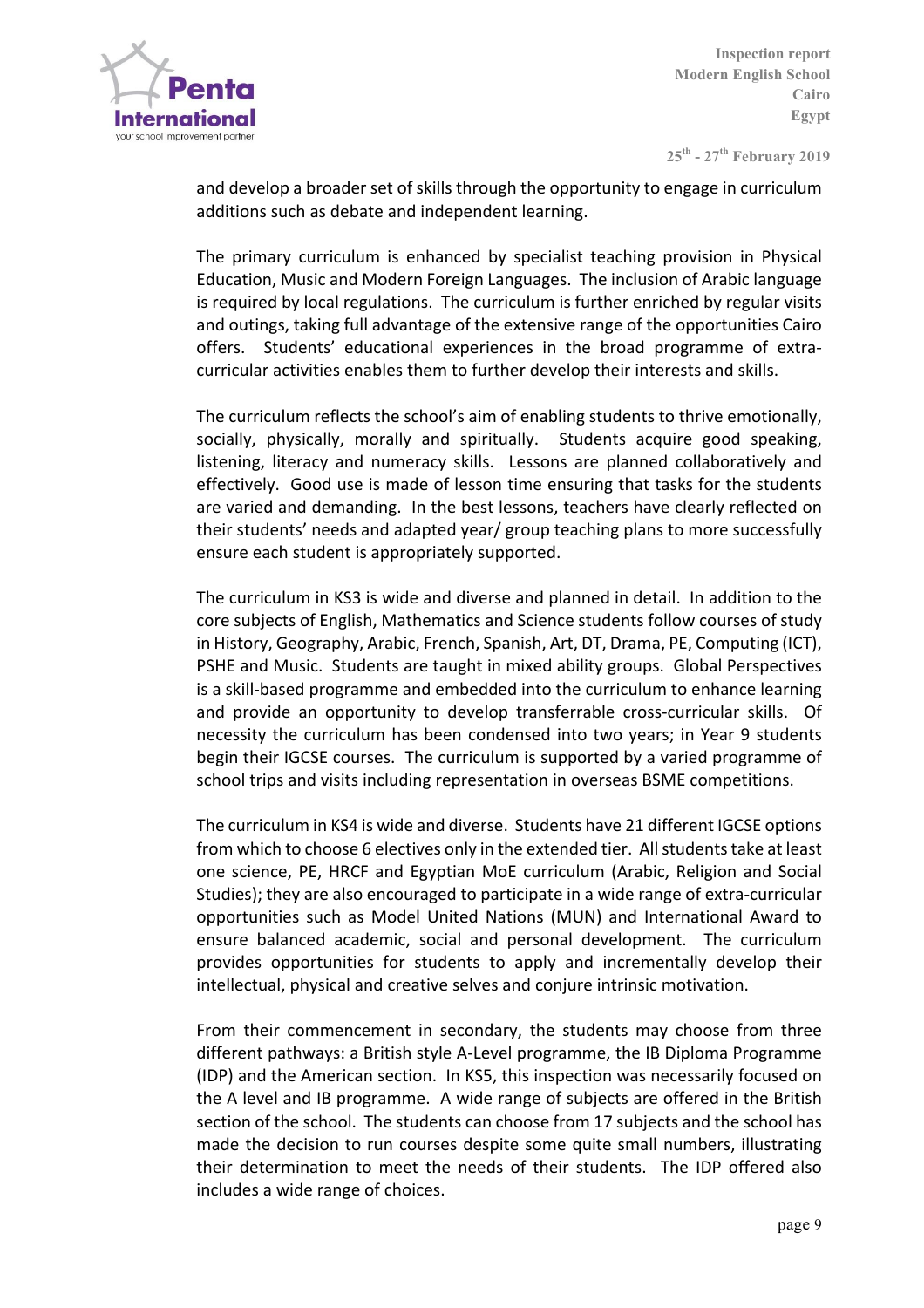and develop a broader set of skills through the opportunity to engage in curriculum additions such as debate and independent learning.

The primary curriculum is enhanced by specialist teaching provision in Physical Education, Music and Modern Foreign Languages. The inclusion of Arabic language is required by local regulations. The curriculum is further enriched by regular visits and outings, taking full advantage of the extensive range of the opportunities Cairo offers. Students' educational experiences in the broad programme of extra-curricular activities enables them to further develop their interests and skills.

The curriculum reflects the school's aim of enabling students to thrive emotionally, socially, physically, morally and spiritually. Students acquire good speaking, listening, literacy and numeracy skills. Lessons are planned collaboratively and effectively. Good use is made of lesson time ensuring that tasks for the students are varied and demanding. In the best lessons, teachers have clearly reflected on their students' needs and adapted year/ group teaching plans to more successfully ensure each student is appropriately supported.

The curriculum in KS3 is wide and diverse and planned in detail. In addition to the core subjects of English, Mathematics and Science students follow courses of study in History, Geography, Arabic, French, Spanish, Art, DT, Drama, PE, Computing (ICT), PSHE and Music. Students are taught in mixed ability groups. Global Perspectives is a skill-based programme and embedded into the curriculum to enhance learning and provide an opportunity to develop transferrable cross-curricular skills. Of necessity the curriculum has been condensed into two years; in Year 9 students begin their IGCSE courses. The curriculum is supported by a varied programme of school trips and visits including representation in overseas BSME competitions.

The curriculum in KS4 is wide and diverse. Students have 21 different IGCSE options from which to choose 6 electives only in the extended tier. All students take at least one science, PE, HRCF and Egyptian MoE curriculum (Arabic, Religion and Social Studies); they are also encouraged to participate in a wide range of extra-curricular opportunities such as Model United Nations (MUN) and International Award to ensure balanced academic, social and personal development. The curriculum provides opportunities for students to apply and incrementally develop their intellectual, physical and creative selves and conjure intrinsic motivation.

From their commencement in secondary, the students may choose from three different pathways: a British style A-Level programme, the IB Diploma Programme (IDP) and the American section. In KS5, this inspection was necessarily focused on the A level and IB programme. A wide range of subjects are offered in the British section of the school. The students can choose from 17 subjects and the school has made the decision to run courses despite some quite small numbers, illustrating their determination to meet the needs of their students. The IDP offered also includes a wide range of choices.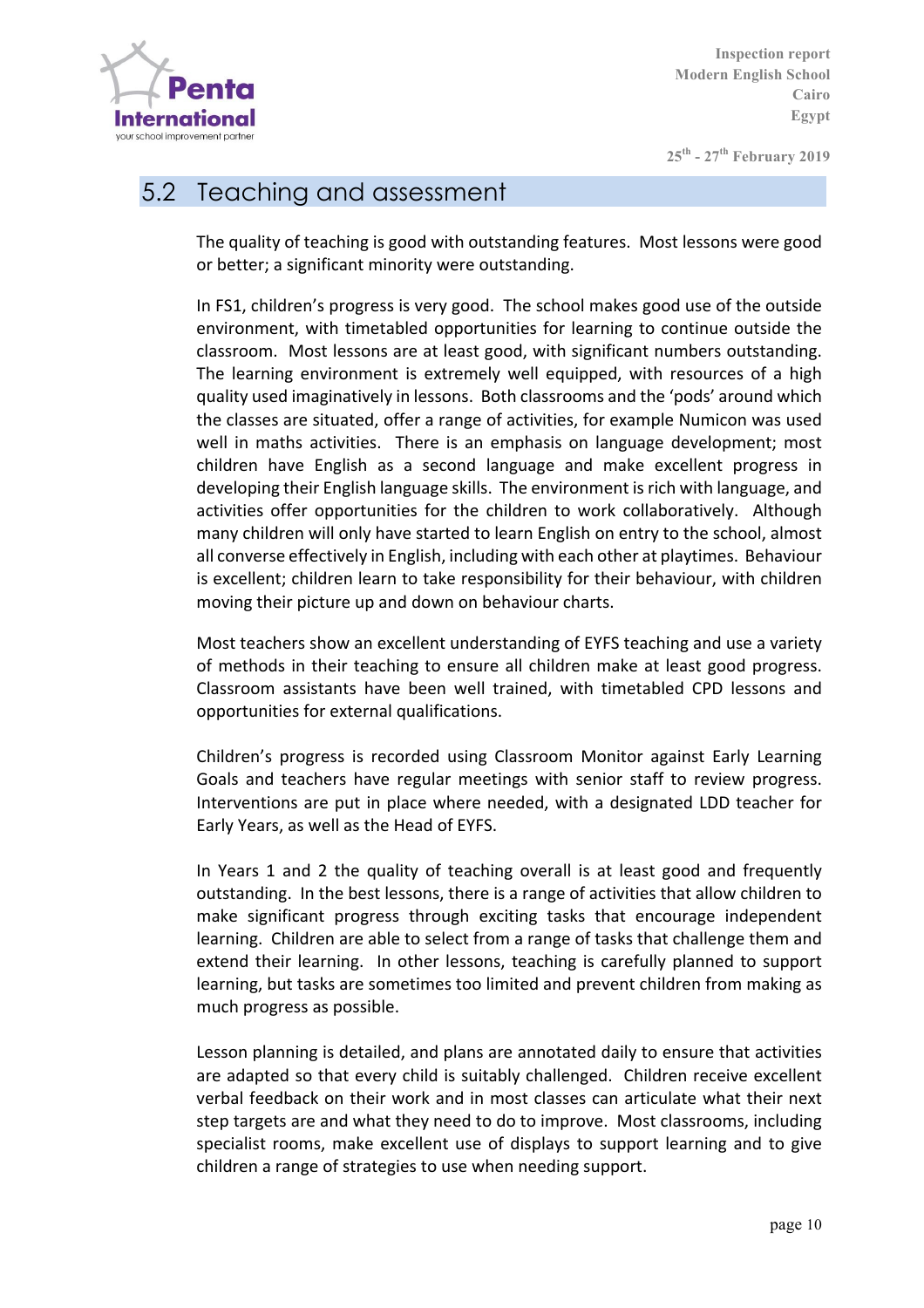## 5.2 Teaching and assessment

The quality of teaching is good with outstanding features. Most lessons were good or better; a significant minority were outstanding.

In FS1, children's progress is very good. The school makes good use of the outside environment, with timetabled opportunities for learning to continue outside the classroom. Most lessons are at least good, with significant numbers outstanding. The learning environment is extremely well equipped, with resources of a high quality used imaginatively in lessons. Both classrooms and the 'pods' around which the classes are situated, offer a range of activities, for example Numicon was used well in maths activities. There is an emphasis on language development; most children have English as a second language and make excellent progress in developing their English language skills. The environment is rich with language, and activities offer opportunities for the children to work collaboratively. Although many children will only have started to learn English on entry to the school, almost all converse effectively in English, including with each other at playtimes. Behaviour is excellent; children learn to take responsibility for their behaviour, with children moving their picture up and down on behaviour charts.

Most teachers show an excellent understanding of EYFS teaching and use a variety of methods in their teaching to ensure all children make at least good progress. Classroom assistants have been well trained, with timetabled CPD lessons and opportunities for external qualifications.

Children's progress is recorded using Classroom Monitor against Early Learning Goals and teachers have regular meetings with senior staff to review progress. Interventions are put in place where needed, with a designated LDD teacher for Early Years, as well as the Head of EYFS.

In Years 1 and 2 the quality of teaching overall is at least good and frequently outstanding. In the best lessons, there is a range of activities that allow children to make significant progress through exciting tasks that encourage independent learning. Children are able to select from a range of tasks that challenge them and extend their learning. In other lessons, teaching is carefully planned to support learning, but tasks are sometimes too limited and prevent children from making as much progress as possible.

Lesson planning is detailed, and plans are annotated daily to ensure that activities are adapted so that every child is suitably challenged. Children receive excellent verbal feedback on their work and in most classes can articulate what their next step targets are and what they need to do to improve. Most classrooms, including specialist rooms, make excellent use of displays to support learning and to give children a range of strategies to use when needing support.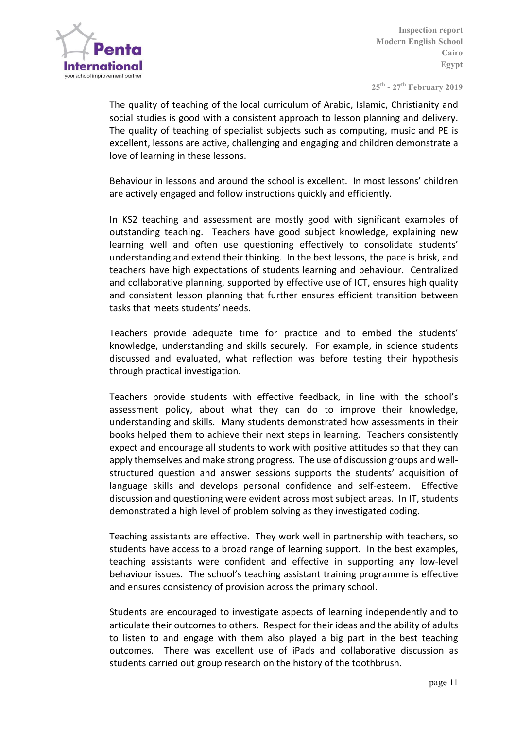The quality of teaching of the local curriculum of Arabic, Islamic, Christianity and social studies is good with a consistent approach to lesson planning and delivery. The quality of teaching of specialist subjects such as computing, music and PE is excellent, lessons are active, challenging and engaging and children demonstrate a love of learning in these lessons.

Behaviour in lessons and around the school is excellent. In most lessons' children are actively engaged and follow instructions quickly and efficiently.

In KS2 teaching and assessment are mostly good with significant examples of outstanding teaching. Teachers have good subject knowledge, explaining new learning well and often use questioning effectively to consolidate students' understanding and extend their thinking. In the best lessons, the pace is brisk, and teachers have high expectations of students learning and behaviour. Centralized and collaborative planning, supported by effective use of ICT, ensures high quality and consistent lesson planning that further ensures efficient transition between tasks that meets students' needs.

Teachers provide adequate time for practice and to embed the students' knowledge, understanding and skills securely. For example, in science students discussed and evaluated, what reflection was before testing their hypothesis through practical investigation.

Teachers provide students with effective feedback, in line with the school's assessment policy, about what they can do to improve their knowledge, understanding and skills. Many students demonstrated how assessments in their books helped them to achieve their next steps in learning. Teachers consistently expect and encourage all students to work with positive attitudes so that they can apply themselves and make strong progress. The use of discussion groups and well-structured question and answer sessions supports the students' acquisition of language skills and develops personal confidence and self-esteem. Effective discussion and questioning were evident across most subject areas. In IT, students demonstrated a high level of problem solving as they investigated coding.

Teaching assistants are effective. They work well in partnership with teachers, so students have access to a broad range of learning support. In the best examples, teaching assistants were confident and effective in supporting any low-level behaviour issues. The school's teaching assistant training programme is effective and ensures consistency of provision across the primary school.

Students are encouraged to investigate aspects of learning independently and to articulate their outcomes to others. Respect for their ideas and the ability of adults to listen to and engage with them also played a big part in the best teaching outcomes. There was excellent use of iPads and collaborative discussion as students carried out group research on the history of the toothbrush.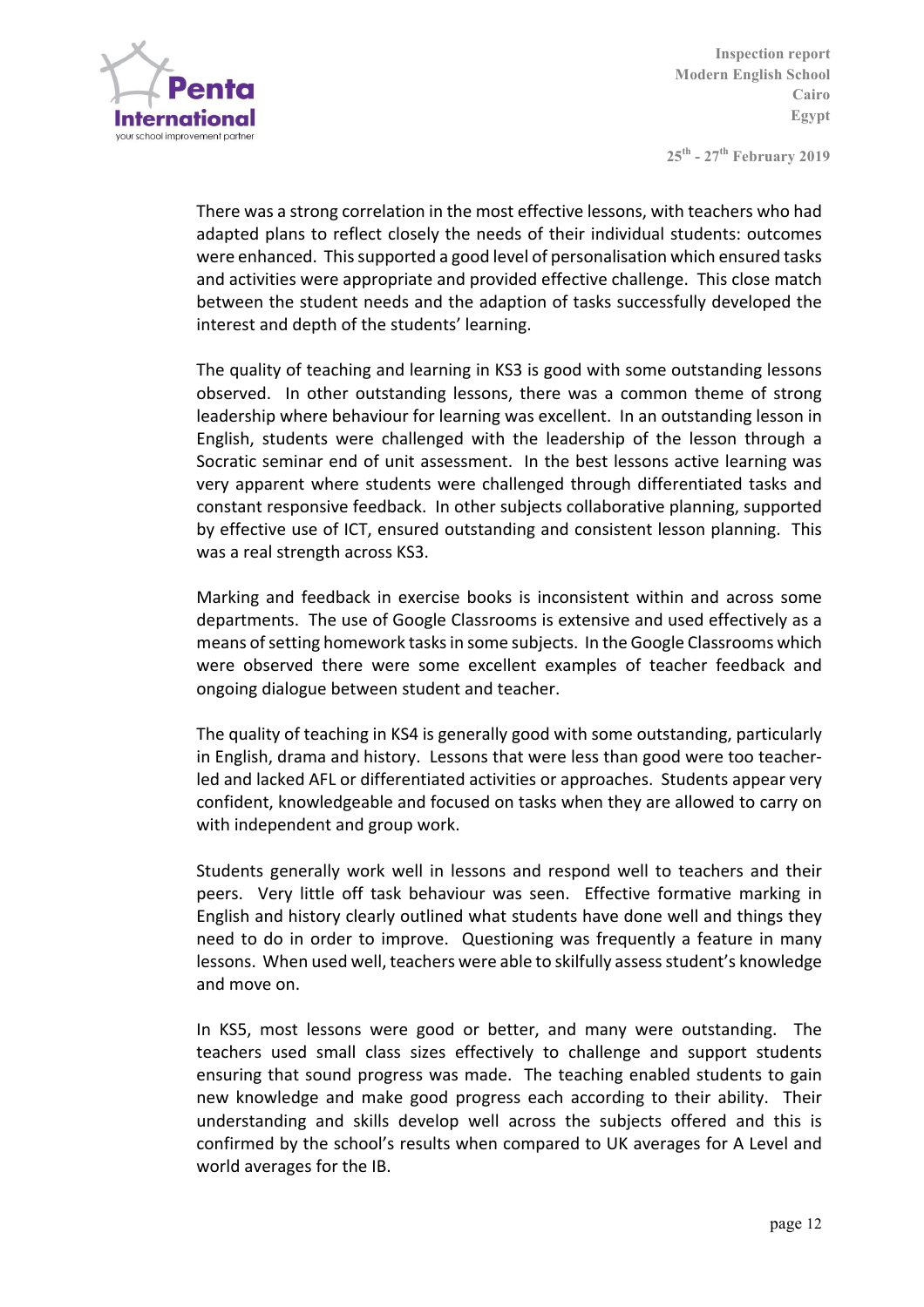There was a strong correlation in the most effective lessons, with teachers who had adapted plans to reflect closely the needs of their individual students: outcomes were enhanced. This supported a good level of personalisation which ensured tasks and activities were appropriate and provided effective challenge. This close match between the student needs and the adaption of tasks successfully developed the interest and depth of the students' learning.

The quality of teaching and learning in KS3 is good with some outstanding lessons observed. In other outstanding lessons, there was a common theme of strong leadership where behaviour for learning was excellent. In an outstanding lesson in English, students were challenged with the leadership of the lesson through a Socratic seminar end of unit assessment. In the best lessons active learning was very apparent where students were challenged through differentiated tasks and constant responsive feedback. In other subjects collaborative planning, supported by effective use of ICT, ensured outstanding and consistent lesson planning. This was a real strength across KS3.

Marking and feedback in exercise books is inconsistent within and across some departments. The use of Google Classrooms is extensive and used effectively as a means of setting homework tasks in some subjects. In the Google Classrooms which were observed there were some excellent examples of teacher feedback and ongoing dialogue between student and teacher.

The quality of teaching in KS4 is generally good with some outstanding, particularly in English, drama and history. Lessons that were less than good were too teacher-led and lacked AFL or differentiated activities or approaches. Students appear very confident, knowledgeable and focused on tasks when they are allowed to carry on with independent and group work.

Students generally work well in lessons and respond well to teachers and their peers. Very little off task behaviour was seen. Effective formative marking in English and history clearly outlined what students have done well and things they need to do in order to improve. Questioning was frequently a feature in many lessons. When used well, teachers were able to skilfully assess student's knowledge and move on.

In KS5, most lessons were good or better, and many were outstanding. The teachers used small class sizes effectively to challenge and support students ensuring that sound progress was made. The teaching enabled students to gain new knowledge and make good progress each according to their ability. Their understanding and skills develop well across the subjects offered and this is confirmed by the school's results when compared to UK averages for A Level and world averages for the IB.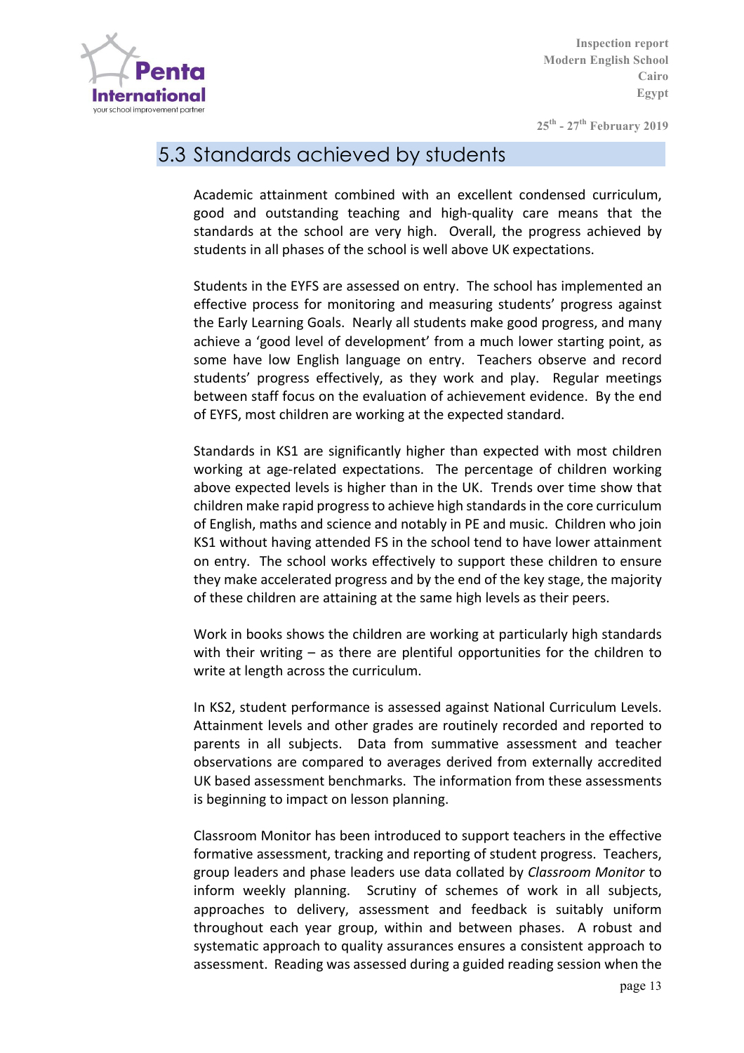## 5.3 Standards achieved by students

Academic attainment combined with an excellent condensed curriculum, good and outstanding teaching and high-quality care means that the standards at the school are very high. Overall, the progress achieved by students in all phases of the school is well above UK expectations.

Students in the EYFS are assessed on entry. The school has implemented an effective process for monitoring and measuring students' progress against the Early Learning Goals. Nearly all students make good progress, and many achieve a 'good level of development' from a much lower starting point, as some have low English language on entry. Teachers observe and record students' progress effectively, as they work and play. Regular meetings between staff focus on the evaluation of achievement evidence. By the end of EYFS, most children are working at the expected standard.

Standards in KS1 are significantly higher than expected with most children working at age-related expectations. The percentage of children working above expected levels is higher than in the UK. Trends over time show that children make rapid progress to achieve high standards in the core curriculum of English, maths and science and notably in PE and music. Children who join KS1 without having attended FS in the school tend to have lower attainment on entry. The school works effectively to support these children to ensure they make accelerated progress and by the end of the key stage, the majority of these children are attaining at the same high levels as their peers.

Work in books shows the children are working at particularly high standards with their writing – as there are plentiful opportunities for the children to write at length across the curriculum.

In KS2, student performance is assessed against National Curriculum Levels. Attainment levels and other grades are routinely recorded and reported to parents in all subjects. Data from summative assessment and teacher observations are compared to averages derived from externally accredited UK based assessment benchmarks. The information from these assessments is beginning to impact on lesson planning.

Classroom Monitor has been introduced to support teachers in the effective formative assessment, tracking and reporting of student progress. Teachers, group leaders and phase leaders use data collated by *Classroom Monitor* to inform weekly planning. Scrutiny of schemes of work in all subjects, approaches to delivery, assessment and feedback is suitably uniform throughout each year group, within and between phases. A robust and systematic approach to quality assurances ensures a consistent approach to assessment. Reading was assessed during a guided reading session when the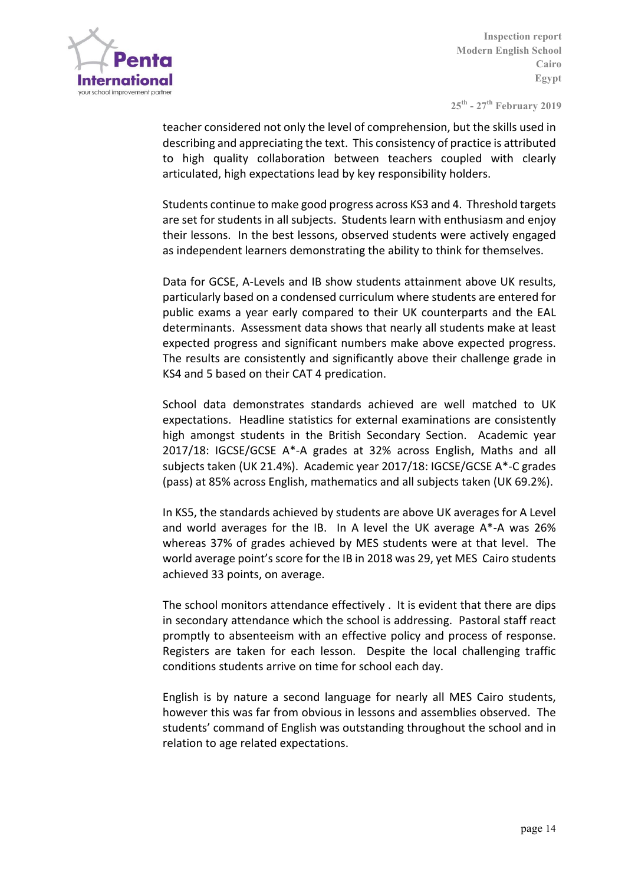teacher considered not only the level of comprehension, but the skills used in describing and appreciating the text. This consistency of practice is attributed to high quality collaboration between teachers coupled with clearly articulated, high expectations lead by key responsibility holders.

Students continue to make good progress across KS3 and 4. Threshold targets are set for students in all subjects. Students learn with enthusiasm and enjoy their lessons. In the best lessons, observed students were actively engaged as independent learners demonstrating the ability to think for themselves.

Data for GCSE, A-Levels and IB show students attainment above UK results, particularly based on a condensed curriculum where students are entered for public exams a year early compared to their UK counterparts and the EAL determinants. Assessment data shows that nearly all students make at least expected progress and significant numbers make above expected progress. The results are consistently and significantly above their challenge grade in KS4 and 5 based on their CAT 4 predication.

School data demonstrates standards achieved are well matched to UK expectations. Headline statistics for external examinations are consistently high amongst students in the British Secondary Section. Academic year 2017/18: IGCSE/GCSE A*-A grades at 32% across English, Maths and all subjects taken (UK 21.4%). Academic year 2017/18: IGCSE/GCSE A*-C grades (pass) at 85% across English, mathematics and all subjects taken (UK 69.2%).

In KS5, the standards achieved by students are above UK averages for A Level and world averages for the IB. In A level the UK average A*-A was 26% whereas 37% of grades achieved by MES students were at that level. The world average point's score for the IB in 2018 was 29, yet MES Cairo students achieved 33 points, on average.

The school monitors attendance effectively . It is evident that there are dips in secondary attendance which the school is addressing. Pastoral staff react promptly to absenteeism with an effective policy and process of response. Registers are taken for each lesson. Despite the local challenging traffic conditions students arrive on time for school each day.

English is by nature a second language for nearly all MES Cairo students, however this was far from obvious in lessons and assemblies observed. The students' command of English was outstanding throughout the school and in relation to age related expectations.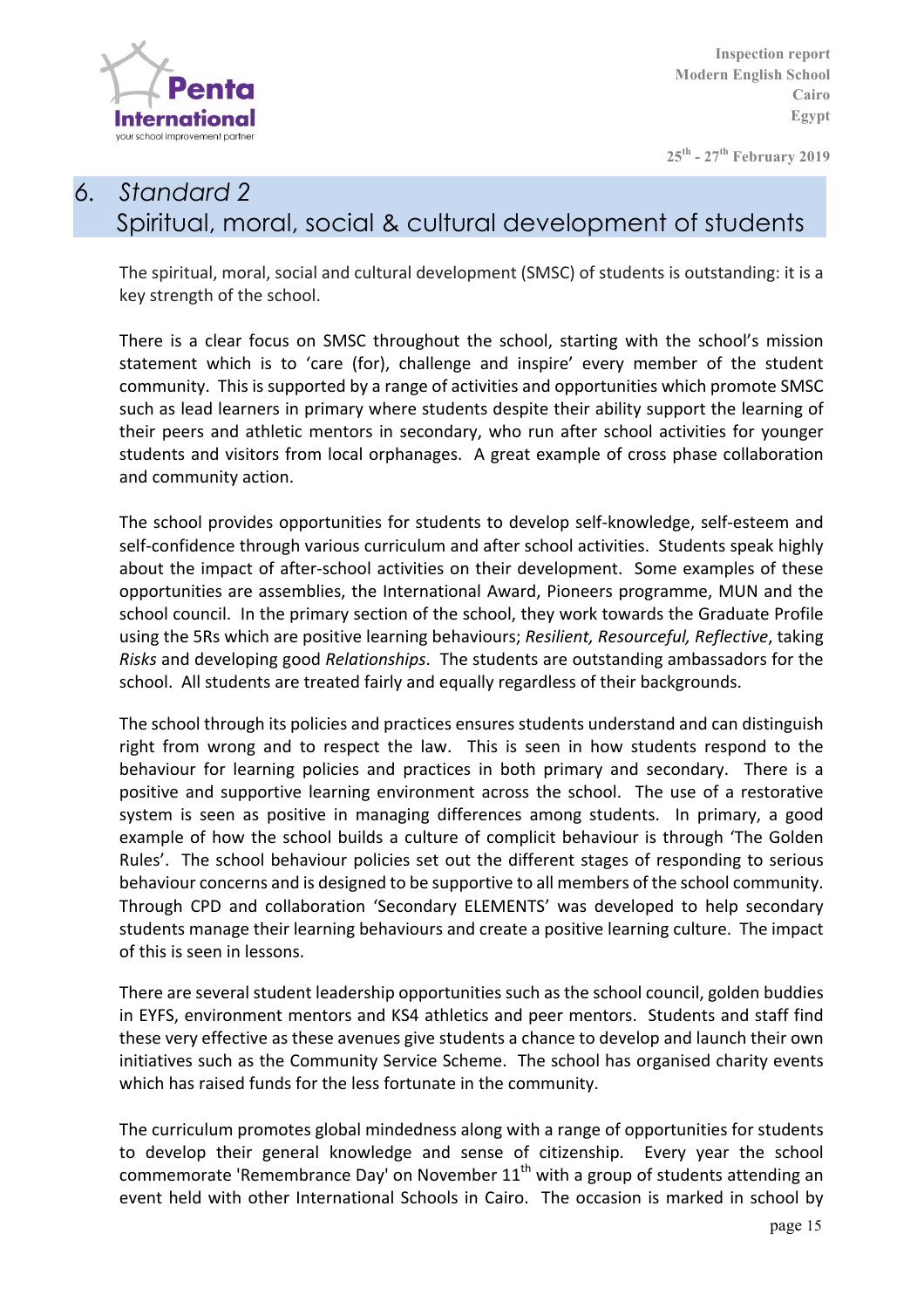# 6. *Standard 2*
# Spiritual, moral, social & cultural development of students

The spiritual, moral, social and cultural development (SMSC) of students is outstanding: it is a key strength of the school.

There is a clear focus on SMSC throughout the school, starting with the school's mission statement which is to 'care (for), challenge and inspire' every member of the student community. This is supported by a range of activities and opportunities which promote SMSC such as lead learners in primary where students despite their ability support the learning of their peers and athletic mentors in secondary, who run after school activities for younger students and visitors from local orphanages. A great example of cross phase collaboration and community action.

The school provides opportunities for students to develop self-knowledge, self-esteem and self-confidence through various curriculum and after school activities. Students speak highly about the impact of after-school activities on their development. Some examples of these opportunities are assemblies, the International Award, Pioneers programme, MUN and the school council. In the primary section of the school, they work towards the Graduate Profile using the 5Rs which are positive learning behaviours; *Resilient, Resourceful, Reflective*, taking *Risks* and developing good *Relationships*. The students are outstanding ambassadors for the school. All students are treated fairly and equally regardless of their backgrounds.

The school through its policies and practices ensures students understand and can distinguish right from wrong and to respect the law. This is seen in how students respond to the behaviour for learning policies and practices in both primary and secondary. There is a positive and supportive learning environment across the school. The use of a restorative system is seen as positive in managing differences among students. In primary, a good example of how the school builds a culture of complicit behaviour is through 'The Golden Rules'. The school behaviour policies set out the different stages of responding to serious behaviour concerns and is designed to be supportive to all members of the school community. Through CPD and collaboration 'Secondary ELEMENTS' was developed to help secondary students manage their learning behaviours and create a positive learning culture. The impact of this is seen in lessons.

There are several student leadership opportunities such as the school council, golden buddies in EYFS, environment mentors and KS4 athletics and peer mentors. Students and staff find these very effective as these avenues give students a chance to develop and launch their own initiatives such as the Community Service Scheme. The school has organised charity events which has raised funds for the less fortunate in the community.

The curriculum promotes global mindedness along with a range of opportunities for students to develop their general knowledge and sense of citizenship. Every year the school commemorate 'Remembrance Day' on November 11th with a group of students attending an event held with other International Schools in Cairo. The occasion is marked in school by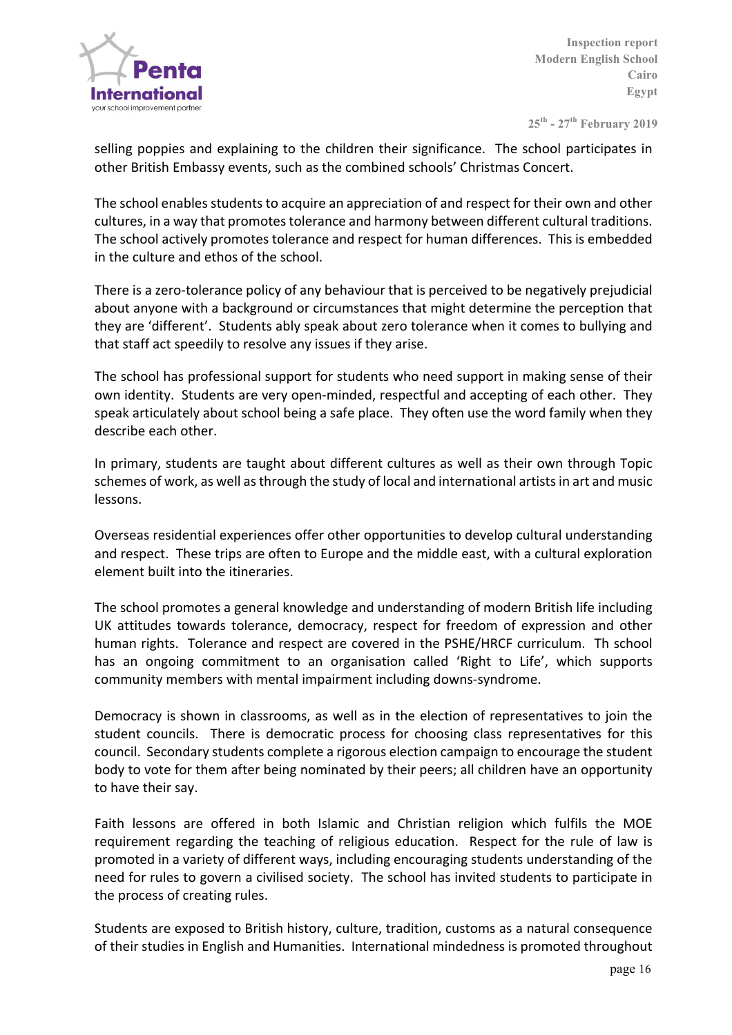selling poppies and explaining to the children their significance. The school participates in other British Embassy events, such as the combined schools' Christmas Concert.

The school enables students to acquire an appreciation of and respect for their own and other cultures, in a way that promotes tolerance and harmony between different cultural traditions. The school actively promotes tolerance and respect for human differences. This is embedded in the culture and ethos of the school.

There is a zero-tolerance policy of any behaviour that is perceived to be negatively prejudicial about anyone with a background or circumstances that might determine the perception that they are 'different'. Students ably speak about zero tolerance when it comes to bullying and that staff act speedily to resolve any issues if they arise.

The school has professional support for students who need support in making sense of their own identity. Students are very open-minded, respectful and accepting of each other. They speak articulately about school being a safe place. They often use the word family when they describe each other.

In primary, students are taught about different cultures as well as their own through Topic schemes of work, as well as through the study of local and international artists in art and music lessons.

Overseas residential experiences offer other opportunities to develop cultural understanding and respect. These trips are often to Europe and the middle east, with a cultural exploration element built into the itineraries.

The school promotes a general knowledge and understanding of modern British life including UK attitudes towards tolerance, democracy, respect for freedom of expression and other human rights. Tolerance and respect are covered in the PSHE/HRCF curriculum. Th school has an ongoing commitment to an organisation called 'Right to Life', which supports community members with mental impairment including downs-syndrome.

Democracy is shown in classrooms, as well as in the election of representatives to join the student councils. There is democratic process for choosing class representatives for this council. Secondary students complete a rigorous election campaign to encourage the student body to vote for them after being nominated by their peers; all children have an opportunity to have their say.

Faith lessons are offered in both Islamic and Christian religion which fulfils the MOE requirement regarding the teaching of religious education. Respect for the rule of law is promoted in a variety of different ways, including encouraging students understanding of the need for rules to govern a civilised society. The school has invited students to participate in the process of creating rules.

Students are exposed to British history, culture, tradition, customs as a natural consequence of their studies in English and Humanities. International mindedness is promoted throughout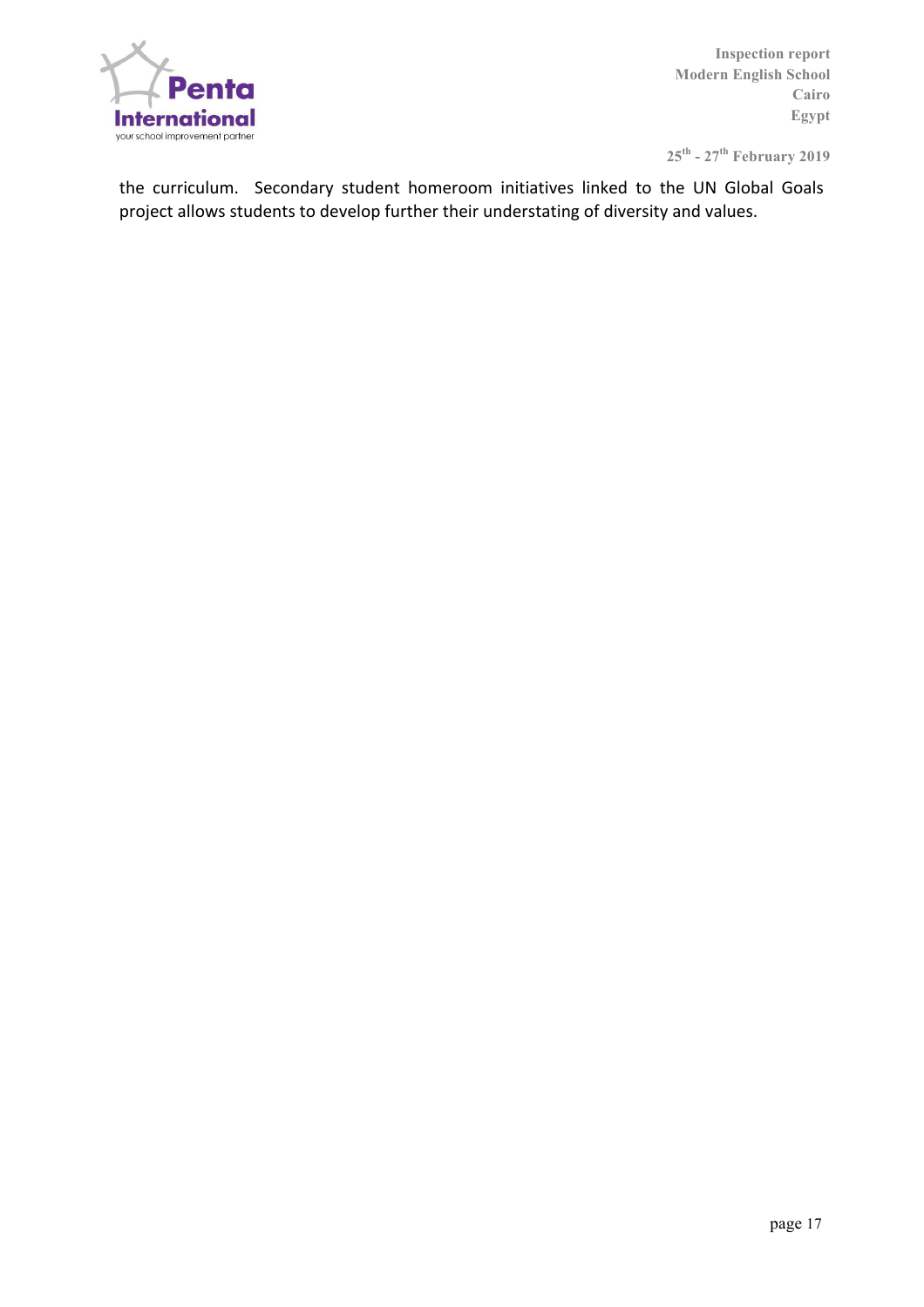the curriculum.  Secondary student homeroom initiatives linked to the UN Global Goals project allows students to develop further their understating of diversity and values.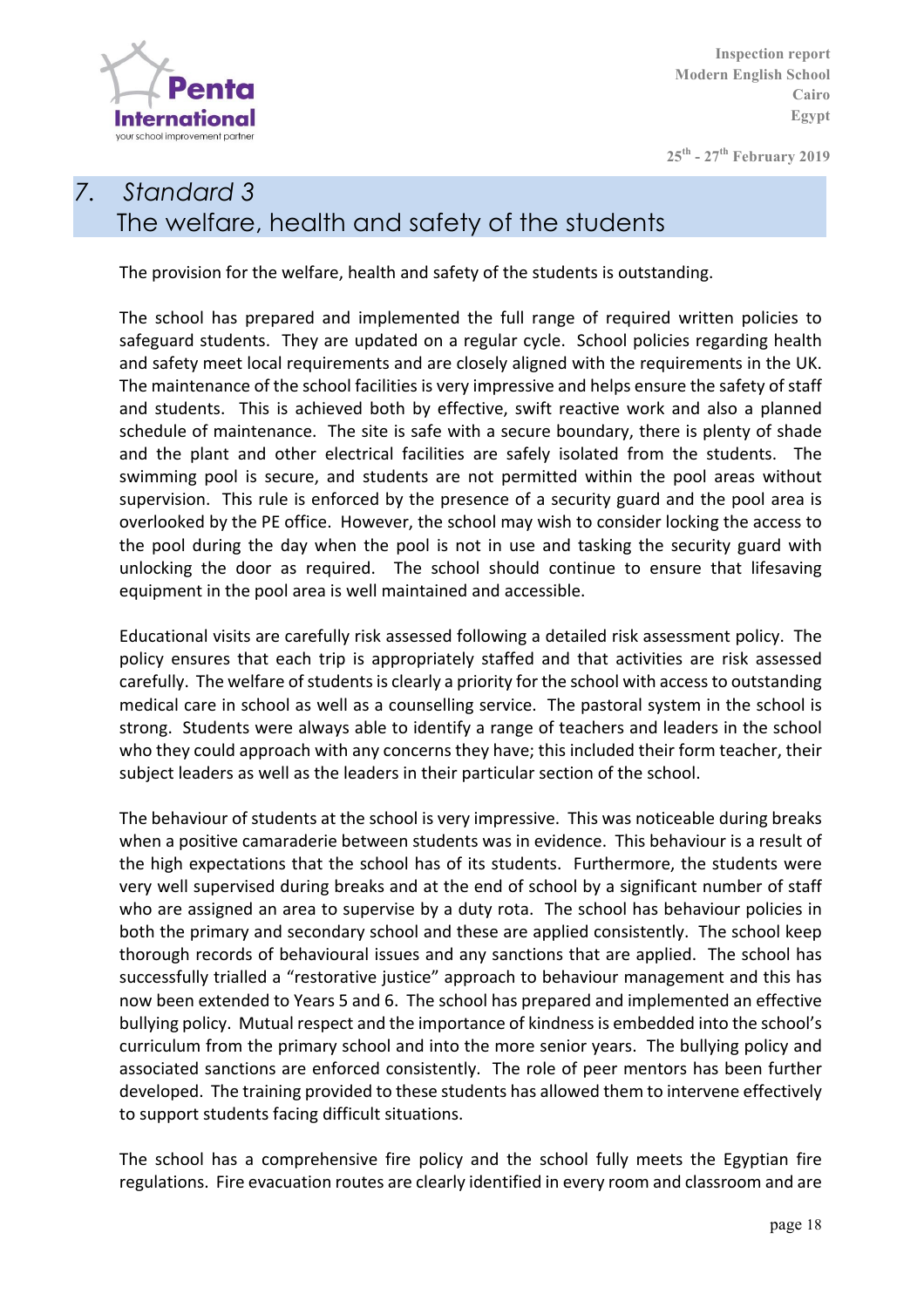## 7. Standard 3
## The welfare, health and safety of the students

The provision for the welfare, health and safety of the students is outstanding.

The school has prepared and implemented the full range of required written policies to safeguard students. They are updated on a regular cycle. School policies regarding health and safety meet local requirements and are closely aligned with the requirements in the UK. The maintenance of the school facilities is very impressive and helps ensure the safety of staff and students. This is achieved both by effective, swift reactive work and also a planned schedule of maintenance. The site is safe with a secure boundary, there is plenty of shade and the plant and other electrical facilities are safely isolated from the students. The swimming pool is secure, and students are not permitted within the pool areas without supervision. This rule is enforced by the presence of a security guard and the pool area is overlooked by the PE office. However, the school may wish to consider locking the access to the pool during the day when the pool is not in use and tasking the security guard with unlocking the door as required. The school should continue to ensure that lifesaving equipment in the pool area is well maintained and accessible.

Educational visits are carefully risk assessed following a detailed risk assessment policy. The policy ensures that each trip is appropriately staffed and that activities are risk assessed carefully. The welfare of students is clearly a priority for the school with access to outstanding medical care in school as well as a counselling service. The pastoral system in the school is strong. Students were always able to identify a range of teachers and leaders in the school who they could approach with any concerns they have; this included their form teacher, their subject leaders as well as the leaders in their particular section of the school.

The behaviour of students at the school is very impressive. This was noticeable during breaks when a positive camaraderie between students was in evidence. This behaviour is a result of the high expectations that the school has of its students. Furthermore, the students were very well supervised during breaks and at the end of school by a significant number of staff who are assigned an area to supervise by a duty rota. The school has behaviour policies in both the primary and secondary school and these are applied consistently. The school keep thorough records of behavioural issues and any sanctions that are applied. The school has successfully trialled a "restorative justice" approach to behaviour management and this has now been extended to Years 5 and 6. The school has prepared and implemented an effective bullying policy. Mutual respect and the importance of kindness is embedded into the school's curriculum from the primary school and into the more senior years. The bullying policy and associated sanctions are enforced consistently. The role of peer mentors has been further developed. The training provided to these students has allowed them to intervene effectively to support students facing difficult situations.

The school has a comprehensive fire policy and the school fully meets the Egyptian fire regulations. Fire evacuation routes are clearly identified in every room and classroom and are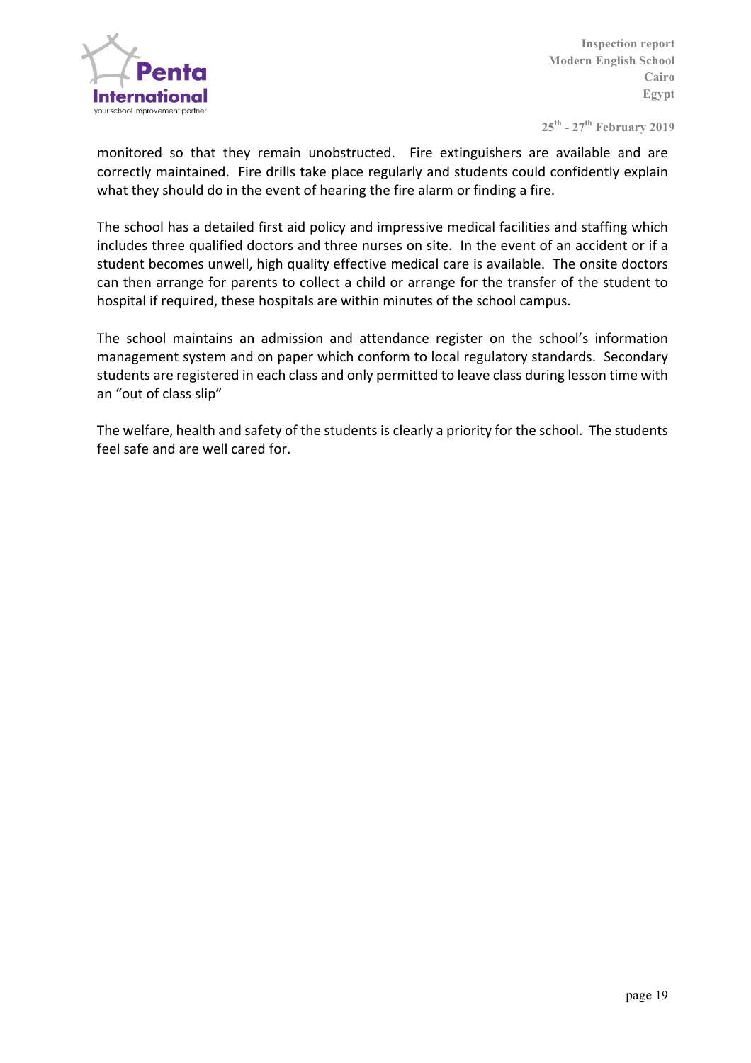monitored so that they remain unobstructed. Fire extinguishers are available and are correctly maintained. Fire drills take place regularly and students could confidently explain what they should do in the event of hearing the fire alarm or finding a fire.

The school has a detailed first aid policy and impressive medical facilities and staffing which includes three qualified doctors and three nurses on site. In the event of an accident or if a student becomes unwell, high quality effective medical care is available. The onsite doctors can then arrange for parents to collect a child or arrange for the transfer of the student to hospital if required, these hospitals are within minutes of the school campus.

The school maintains an admission and attendance register on the school's information management system and on paper which conform to local regulatory standards. Secondary students are registered in each class and only permitted to leave class during lesson time with an "out of class slip"

The welfare, health and safety of the students is clearly a priority for the school. The students feel safe and are well cared for.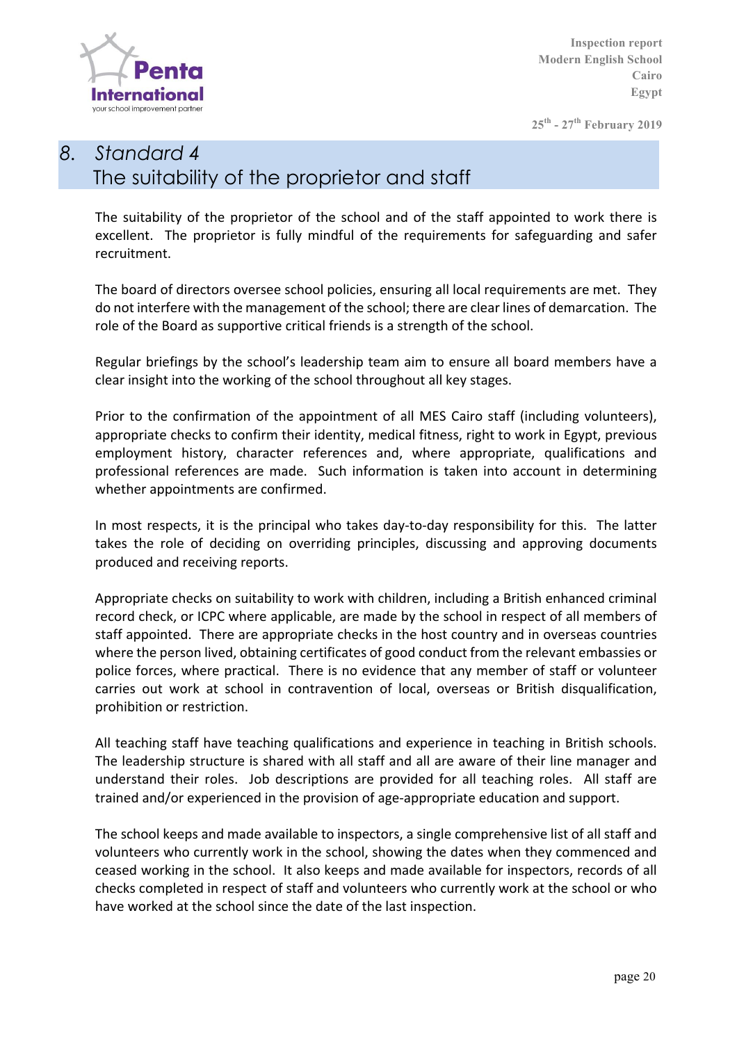# 8. Standard 4
## The suitability of the proprietor and staff

The suitability of the proprietor of the school and of the staff appointed to work there is excellent. The proprietor is fully mindful of the requirements for safeguarding and safer recruitment.

The board of directors oversee school policies, ensuring all local requirements are met. They do not interfere with the management of the school; there are clear lines of demarcation. The role of the Board as supportive critical friends is a strength of the school.

Regular briefings by the school's leadership team aim to ensure all board members have a clear insight into the working of the school throughout all key stages.

Prior to the confirmation of the appointment of all MES Cairo staff (including volunteers), appropriate checks to confirm their identity, medical fitness, right to work in Egypt, previous employment history, character references and, where appropriate, qualifications and professional references are made. Such information is taken into account in determining whether appointments are confirmed.

In most respects, it is the principal who takes day-to-day responsibility for this. The latter takes the role of deciding on overriding principles, discussing and approving documents produced and receiving reports.

Appropriate checks on suitability to work with children, including a British enhanced criminal record check, or ICPC where applicable, are made by the school in respect of all members of staff appointed. There are appropriate checks in the host country and in overseas countries where the person lived, obtaining certificates of good conduct from the relevant embassies or police forces, where practical. There is no evidence that any member of staff or volunteer carries out work at school in contravention of local, overseas or British disqualification, prohibition or restriction.

All teaching staff have teaching qualifications and experience in teaching in British schools. The leadership structure is shared with all staff and all are aware of their line manager and understand their roles. Job descriptions are provided for all teaching roles. All staff are trained and/or experienced in the provision of age-appropriate education and support.

The school keeps and made available to inspectors, a single comprehensive list of all staff and volunteers who currently work in the school, showing the dates when they commenced and ceased working in the school. It also keeps and made available for inspectors, records of all checks completed in respect of staff and volunteers who currently work at the school or who have worked at the school since the date of the last inspection.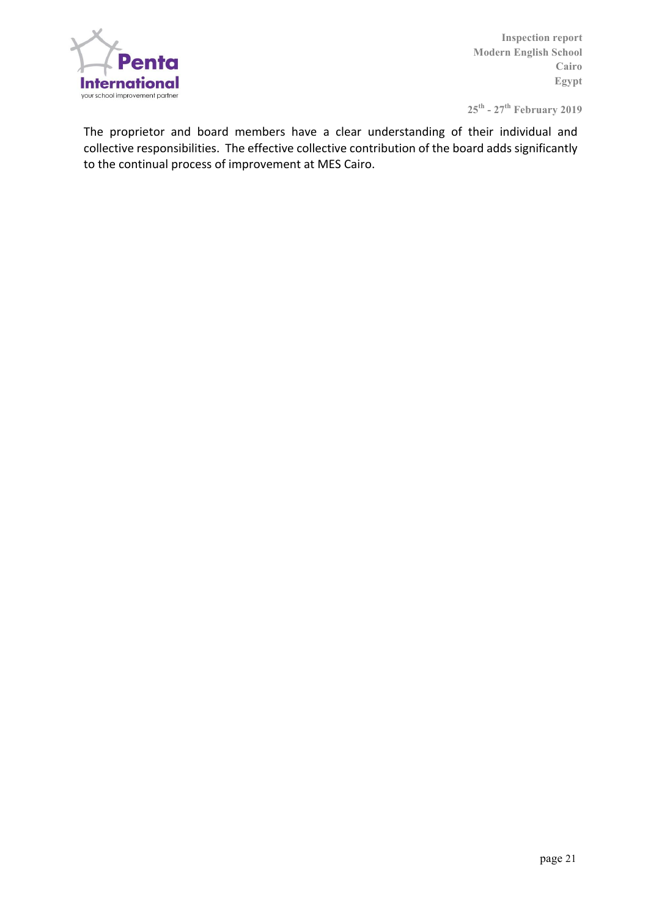The proprietor and board members have a clear understanding of their individual and collective responsibilities. The effective collective contribution of the board adds significantly to the continual process of improvement at MES Cairo.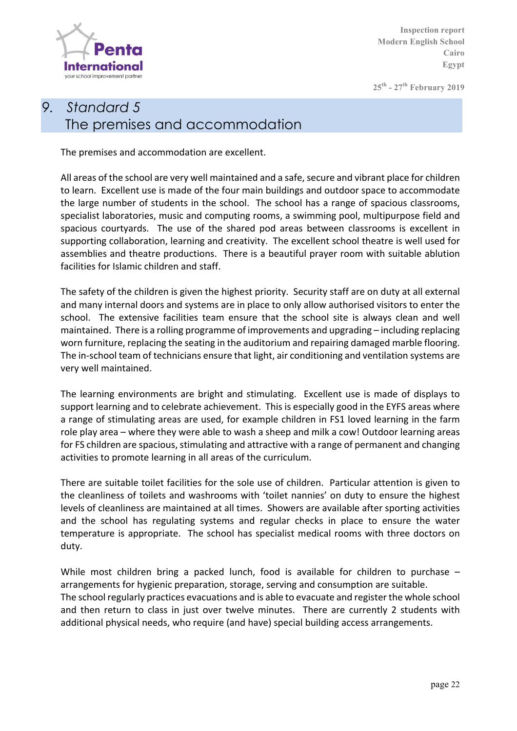# 9. Standard 5
## The premises and accommodation

The premises and accommodation are excellent.

All areas of the school are very well maintained and a safe, secure and vibrant place for children to learn. Excellent use is made of the four main buildings and outdoor space to accommodate the large number of students in the school. The school has a range of spacious classrooms, specialist laboratories, music and computing rooms, a swimming pool, multipurpose field and spacious courtyards. The use of the shared pod areas between classrooms is excellent in supporting collaboration, learning and creativity. The excellent school theatre is well used for assemblies and theatre productions. There is a beautiful prayer room with suitable ablution facilities for Islamic children and staff.

The safety of the children is given the highest priority. Security staff are on duty at all external and many internal doors and systems are in place to only allow authorised visitors to enter the school. The extensive facilities team ensure that the school site is always clean and well maintained. There is a rolling programme of improvements and upgrading – including replacing worn furniture, replacing the seating in the auditorium and repairing damaged marble flooring. The in-school team of technicians ensure that light, air conditioning and ventilation systems are very well maintained.

The learning environments are bright and stimulating. Excellent use is made of displays to support learning and to celebrate achievement. This is especially good in the EYFS areas where a range of stimulating areas are used, for example children in FS1 loved learning in the farm role play area – where they were able to wash a sheep and milk a cow! Outdoor learning areas for FS children are spacious, stimulating and attractive with a range of permanent and changing activities to promote learning in all areas of the curriculum.

There are suitable toilet facilities for the sole use of children. Particular attention is given to the cleanliness of toilets and washrooms with 'toilet nannies' on duty to ensure the highest levels of cleanliness are maintained at all times. Showers are available after sporting activities and the school has regulating systems and regular checks in place to ensure the water temperature is appropriate. The school has specialist medical rooms with three doctors on duty.

While most children bring a packed lunch, food is available for children to purchase – arrangements for hygienic preparation, storage, serving and consumption are suitable.
The school regularly practices evacuations and is able to evacuate and register the whole school and then return to class in just over twelve minutes. There are currently 2 students with additional physical needs, who require (and have) special building access arrangements.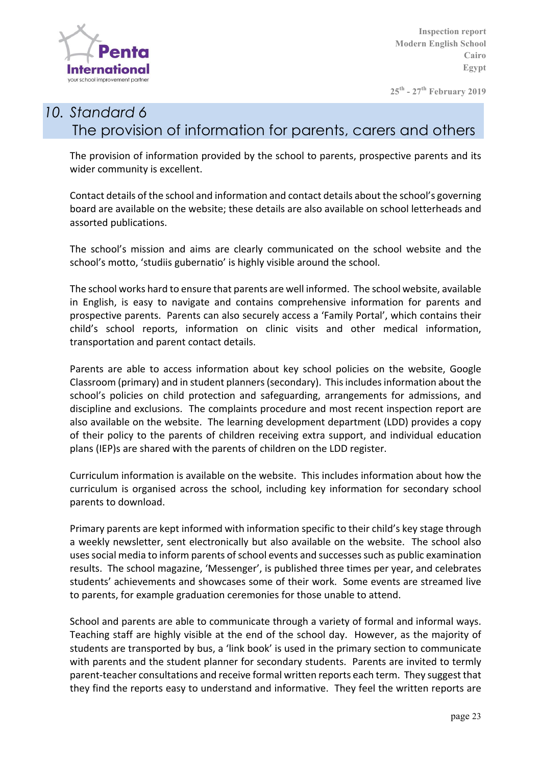## 10. *Standard 6* The provision of information for parents, carers and others

The provision of information provided by the school to parents, prospective parents and its wider community is excellent.

Contact details of the school and information and contact details about the school's governing board are available on the website; these details are also available on school letterheads and assorted publications.

The school's mission and aims are clearly communicated on the school website and the school's motto, 'studiis gubernatio' is highly visible around the school.

The school works hard to ensure that parents are well informed. The school website, available in English, is easy to navigate and contains comprehensive information for parents and prospective parents. Parents can also securely access a 'Family Portal', which contains their child's school reports, information on clinic visits and other medical information, transportation and parent contact details.

Parents are able to access information about key school policies on the website, Google Classroom (primary) and in student planners (secondary). This includes information about the school's policies on child protection and safeguarding, arrangements for admissions, and discipline and exclusions. The complaints procedure and most recent inspection report are also available on the website. The learning development department (LDD) provides a copy of their policy to the parents of children receiving extra support, and individual education plans (IEP)s are shared with the parents of children on the LDD register.

Curriculum information is available on the website. This includes information about how the curriculum is organised across the school, including key information for secondary school parents to download.

Primary parents are kept informed with information specific to their child's key stage through a weekly newsletter, sent electronically but also available on the website. The school also uses social media to inform parents of school events and successes such as public examination results. The school magazine, 'Messenger', is published three times per year, and celebrates students' achievements and showcases some of their work. Some events are streamed live to parents, for example graduation ceremonies for those unable to attend.

School and parents are able to communicate through a variety of formal and informal ways. Teaching staff are highly visible at the end of the school day. However, as the majority of students are transported by bus, a 'link book' is used in the primary section to communicate with parents and the student planner for secondary students. Parents are invited to termly parent-teacher consultations and receive formal written reports each term. They suggest that they find the reports easy to understand and informative. They feel the written reports are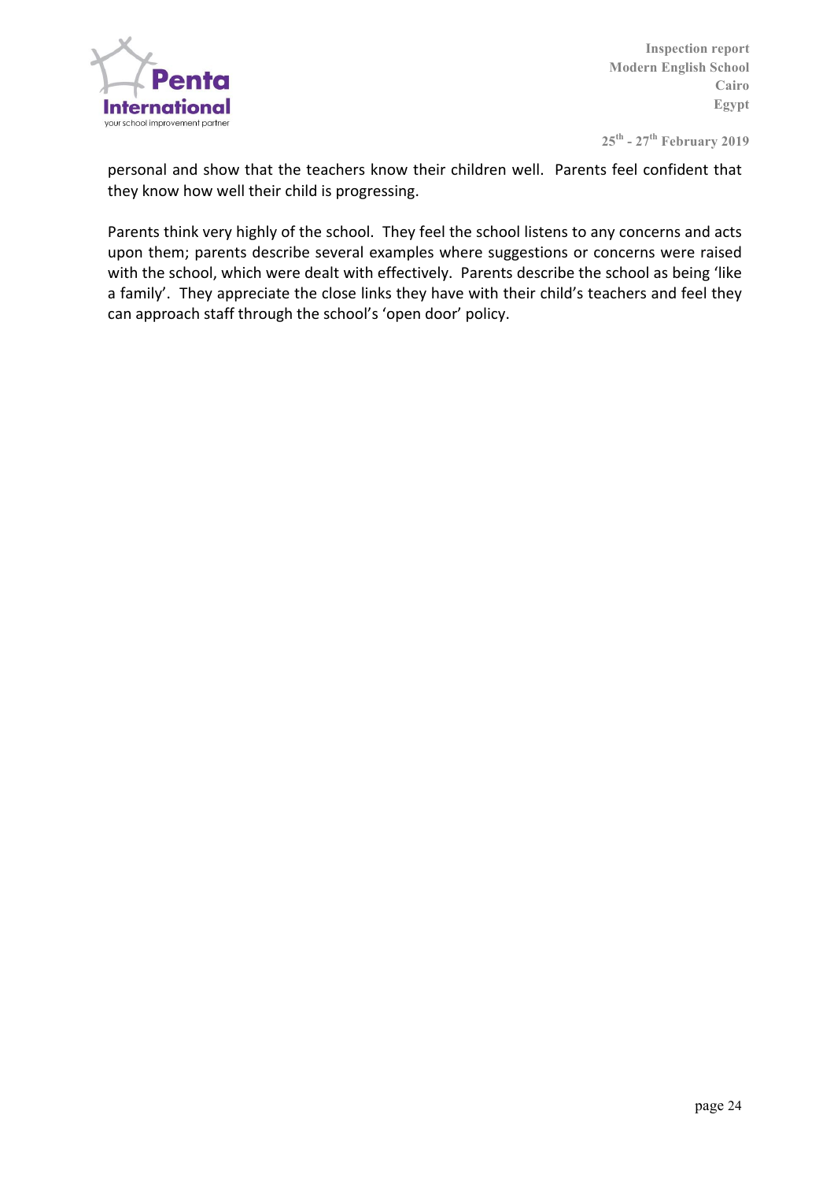personal and show that the teachers know their children well. Parents feel confident that they know how well their child is progressing.

Parents think very highly of the school. They feel the school listens to any concerns and acts upon them; parents describe several examples where suggestions or concerns were raised with the school, which were dealt with effectively. Parents describe the school as being 'like a family'. They appreciate the close links they have with their child's teachers and feel they can approach staff through the school's 'open door' policy.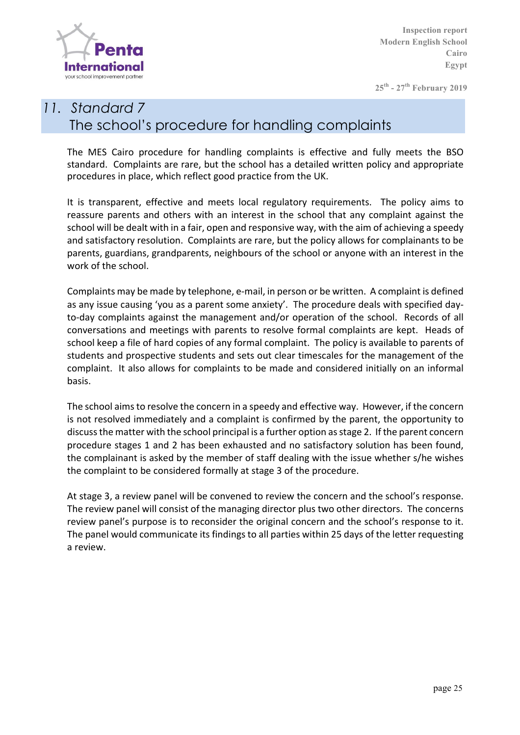## 11. Standard 7
## The school's procedure for handling complaints

The MES Cairo procedure for handling complaints is effective and fully meets the BSO standard. Complaints are rare, but the school has a detailed written policy and appropriate procedures in place, which reflect good practice from the UK.

It is transparent, effective and meets local regulatory requirements. The policy aims to reassure parents and others with an interest in the school that any complaint against the school will be dealt with in a fair, open and responsive way, with the aim of achieving a speedy and satisfactory resolution. Complaints are rare, but the policy allows for complainants to be parents, guardians, grandparents, neighbours of the school or anyone with an interest in the work of the school.

Complaints may be made by telephone, e-mail, in person or be written. A complaint is defined as any issue causing 'you as a parent some anxiety'. The procedure deals with specified day-to-day complaints against the management and/or operation of the school. Records of all conversations and meetings with parents to resolve formal complaints are kept. Heads of school keep a file of hard copies of any formal complaint. The policy is available to parents of students and prospective students and sets out clear timescales for the management of the complaint. It also allows for complaints to be made and considered initially on an informal basis.

The school aims to resolve the concern in a speedy and effective way. However, if the concern is not resolved immediately and a complaint is confirmed by the parent, the opportunity to discuss the matter with the school principal is a further option as stage 2. If the parent concern procedure stages 1 and 2 has been exhausted and no satisfactory solution has been found, the complainant is asked by the member of staff dealing with the issue whether s/he wishes the complaint to be considered formally at stage 3 of the procedure.

At stage 3, a review panel will be convened to review the concern and the school's response. The review panel will consist of the managing director plus two other directors. The concerns review panel's purpose is to reconsider the original concern and the school's response to it. The panel would communicate its findings to all parties within 25 days of the letter requesting a review.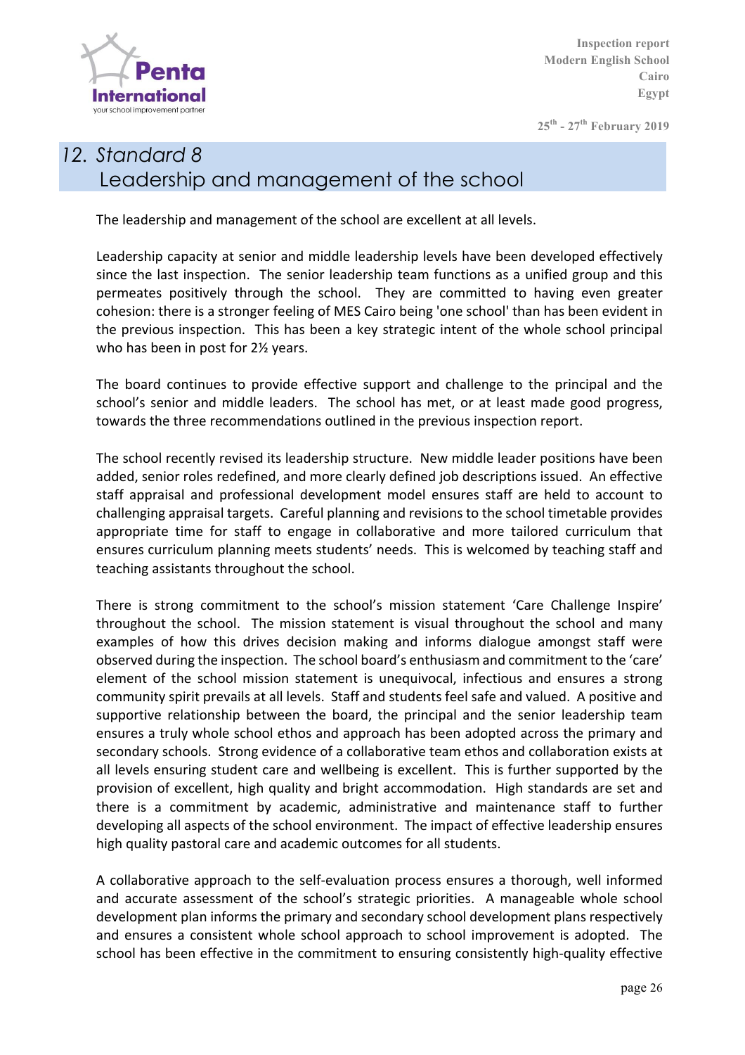## 12. Standard 8
## Leadership and management of the school

The leadership and management of the school are excellent at all levels.

Leadership capacity at senior and middle leadership levels have been developed effectively since the last inspection. The senior leadership team functions as a unified group and this permeates positively through the school. They are committed to having even greater cohesion: there is a stronger feeling of MES Cairo being 'one school' than has been evident in the previous inspection. This has been a key strategic intent of the whole school principal who has been in post for 2½ years.

The board continues to provide effective support and challenge to the principal and the school's senior and middle leaders. The school has met, or at least made good progress, towards the three recommendations outlined in the previous inspection report.

The school recently revised its leadership structure. New middle leader positions have been added, senior roles redefined, and more clearly defined job descriptions issued. An effective staff appraisal and professional development model ensures staff are held to account to challenging appraisal targets. Careful planning and revisions to the school timetable provides appropriate time for staff to engage in collaborative and more tailored curriculum that ensures curriculum planning meets students' needs. This is welcomed by teaching staff and teaching assistants throughout the school.

There is strong commitment to the school's mission statement 'Care Challenge Inspire' throughout the school. The mission statement is visual throughout the school and many examples of how this drives decision making and informs dialogue amongst staff were observed during the inspection. The school board's enthusiasm and commitment to the 'care' element of the school mission statement is unequivocal, infectious and ensures a strong community spirit prevails at all levels. Staff and students feel safe and valued. A positive and supportive relationship between the board, the principal and the senior leadership team ensures a truly whole school ethos and approach has been adopted across the primary and secondary schools. Strong evidence of a collaborative team ethos and collaboration exists at all levels ensuring student care and wellbeing is excellent. This is further supported by the provision of excellent, high quality and bright accommodation. High standards are set and there is a commitment by academic, administrative and maintenance staff to further developing all aspects of the school environment. The impact of effective leadership ensures high quality pastoral care and academic outcomes for all students.

A collaborative approach to the self-evaluation process ensures a thorough, well informed and accurate assessment of the school's strategic priorities. A manageable whole school development plan informs the primary and secondary school development plans respectively and ensures a consistent whole school approach to school improvement is adopted. The school has been effective in the commitment to ensuring consistently high-quality effective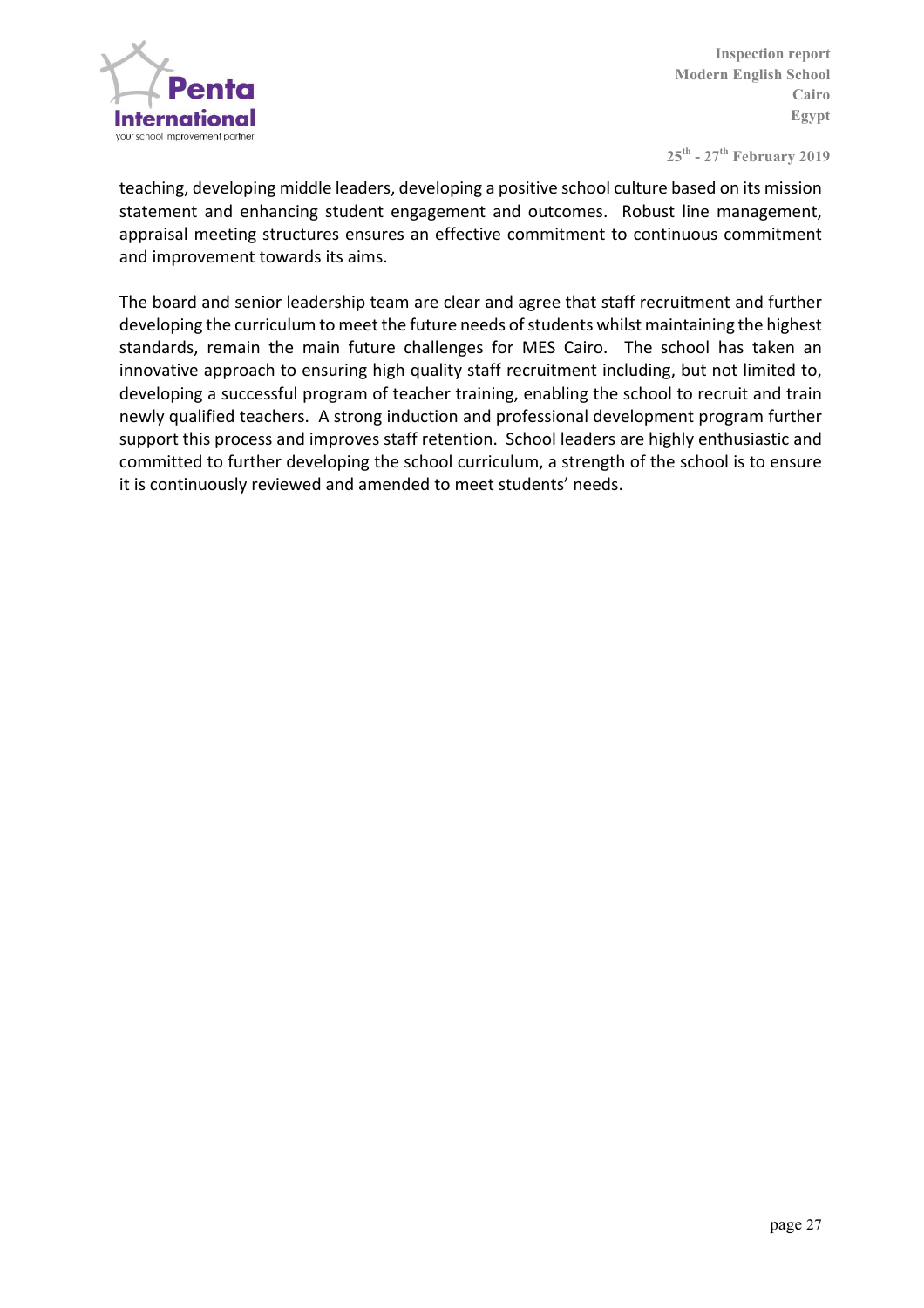teaching, developing middle leaders, developing a positive school culture based on its mission statement and enhancing student engagement and outcomes. Robust line management, appraisal meeting structures ensures an effective commitment to continuous commitment and improvement towards its aims.

The board and senior leadership team are clear and agree that staff recruitment and further developing the curriculum to meet the future needs of students whilst maintaining the highest standards, remain the main future challenges for MES Cairo. The school has taken an innovative approach to ensuring high quality staff recruitment including, but not limited to, developing a successful program of teacher training, enabling the school to recruit and train newly qualified teachers. A strong induction and professional development program further support this process and improves staff retention. School leaders are highly enthusiastic and committed to further developing the school curriculum, a strength of the school is to ensure it is continuously reviewed and amended to meet students' needs.